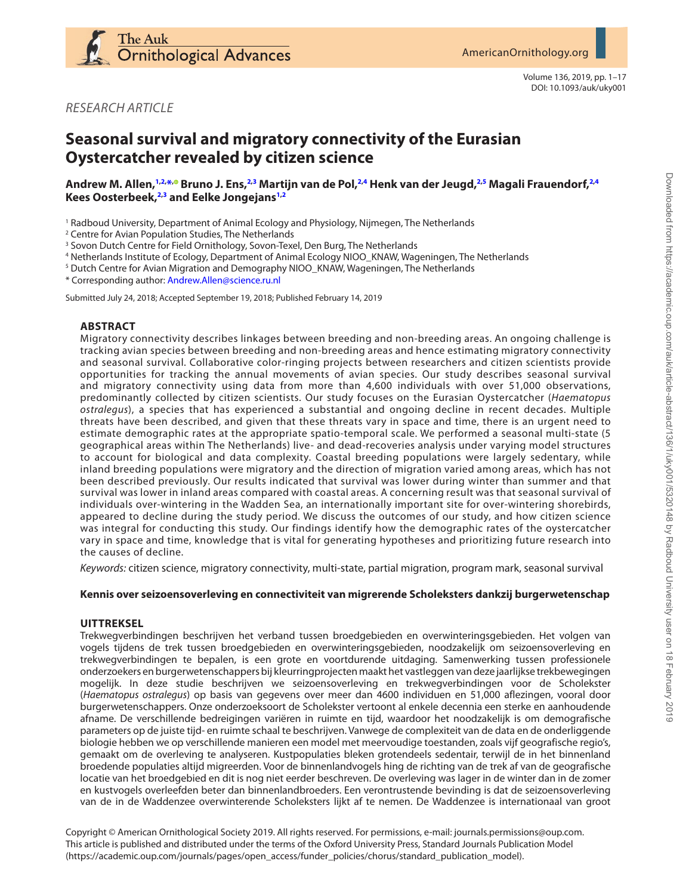*RESEARCH ARTICLE*

# Seasonal survival and migratory connectivity of the Eurasian Oystercatcher revealed by citizen science

**Andrew M. Allen,[1,2,*] Bruno J. Ens,[2,3] Martijn van de Pol,[2,4] Henk van der Jeugd,[2,5] Magali Frauendorf,[2,4] Kees Oosterbeek,[2,3] and Eelke Jongejans[1,2]**

[1] Radboud University, Department of Animal Ecology and Physiology, Nijmegen, The Netherlands
[2] Centre for Avian Population Studies, The Netherlands
[3] Sovon Dutch Centre for Field Ornithology, Sovon-Texel, Den Burg, The Netherlands
[4] Netherlands Institute of Ecology, Department of Animal Ecology NIOO_KNAW, Wageningen, The Netherlands
[5] Dutch Centre for Avian Migration and Demography NIOO_KNAW, Wageningen, The Netherlands
* Corresponding author: Andrew.Allen@science.ru.nl

Submitted July 24, 2018; Accepted September 19, 2018; Published February 14, 2019

## ABSTRACT

Migratory connectivity describes linkages between breeding and non-breeding areas. An ongoing challenge is tracking avian species between breeding and non-breeding areas and hence estimating migratory connectivity and seasonal survival. Collaborative color-ringing projects between researchers and citizen scientists provide opportunities for tracking the annual movements of avian species. Our study describes seasonal survival and migratory connectivity using data from more than 4,600 individuals with over 51,000 observations, predominantly collected by citizen scientists. Our study focuses on the Eurasian Oystercatcher (*Haematopus ostralegus*), a species that has experienced a substantial and ongoing decline in recent decades. Multiple threats have been described, and given that these threats vary in space and time, there is an urgent need to estimate demographic rates at the appropriate spatio-temporal scale. We performed a seasonal multi-state (5 geographical areas within The Netherlands) live- and dead-recoveries analysis under varying model structures to account for biological and data complexity. Coastal breeding populations were largely sedentary, while inland breeding populations were migratory and the direction of migration varied among areas, which has not been described previously. Our results indicated that survival was lower during winter than summer and that survival was lower in inland areas compared with coastal areas. A concerning result was that seasonal survival of individuals over-wintering in the Wadden Sea, an internationally important site for over-wintering shorebirds, appeared to decline during the study period. We discuss the outcomes of our study, and how citizen science was integral for conducting this study. Our findings identify how the demographic rates of the oystercatcher vary in space and time, knowledge that is vital for generating hypotheses and prioritizing future research into the causes of decline.

*Keywords:* citizen science, migratory connectivity, multi-state, partial migration, program mark, seasonal survival

### Kennis over seizoensoverleving en connectiviteit van migrerende Scholeksters dankzij burgerwetenschap

## UITTREKSEL

Trekwegverbindingen beschrijven het verband tussen broedgebieden en overwinteringsgebieden. Het volgen van vogels tijdens de trek tussen broedgebieden en overwinteringsgebieden, noodzakelijk om seizoensoverleving en trekwegverbindingen te bepalen, is een grote en voortdurende uitdaging. Samenwerking tussen professionele onderzoekers en burgerwetenschappers bij kleurringprojecten maakt het vastleggen van deze jaarlijkse trekbewegingen mogelijk. In deze studie beschrijven we seizoensoverleving en trekwegverbindingen voor de Scholekster (*Haematopus ostralegus*) op basis van gegevens over meer dan 4600 individuen en 51,000 aflezingen, vooral door burgerwetenschappers. Onze onderzoeksoort de Scholekster vertoont al enkele decennia een sterke en aanhoudende afname. De verschillende bedreigingen variëren in ruimte en tijd, waardoor het noodzakelijk is om demografische parameters op de juiste tijd- en ruimte schaal te beschrijven. Vanwege de complexiteit van de data en de onderliggende biologie hebben we op verschillende manieren een model met meervoudige toestanden, zoals vijf geografische regio's, gemaakt om de overleving te analyseren. Kustpopulaties bleken grotendeels sedentair, terwijl de in het binnenland broedende populaties altijd migreerden. Voor de binnenlandvogels hing de richting van de trek af van de geografische locatie van het broedgebied en dit is nog niet eerder beschreven. De overleving was lager in de winter dan in de zomer en kustvogels overleefden beter dan binnenlandbroeders. Een verontrustende bevinding is dat de seizoensoverleving van de in de Waddenzee overwinterende Scholeksters lijkt af te nemen. De Waddenzee is internationaal van groot

Copyright © American Ornithological Society 2019. All rights reserved. For permissions, e-mail: journals.permissions@oup.com.
This article is published and distributed under the terms of the Oxford University Press, Standard Journals Publication Model (https://academic.oup.com/journals/pages/open_access/funder_policies/chorus/standard_publication_model).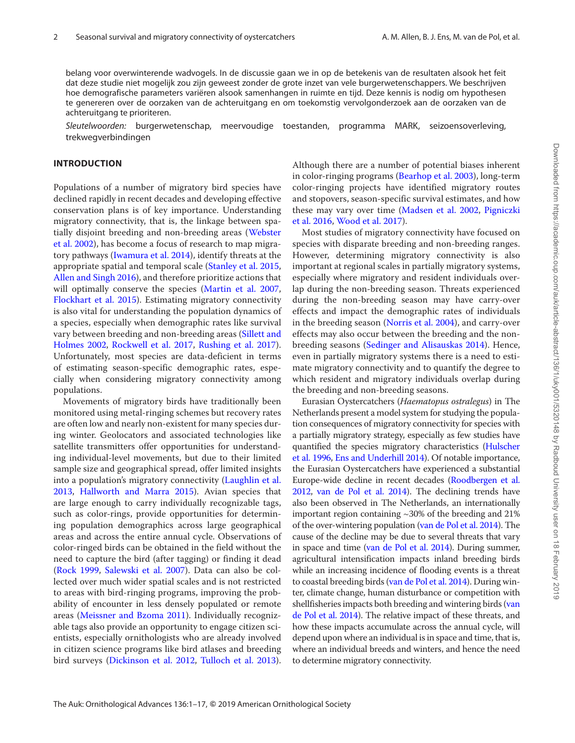belang voor overwinterende wadvogels. In de discussie gaan we in op de betekenis van de resultaten alsook het feit dat deze studie niet mogelijk zou zijn geweest zonder de grote inzet van vele burgerwetenschappers. We beschrijven hoe demografische parameters variëren alsook samenhangen in ruimte en tijd. Deze kennis is nodig om hypothesen te genereren over de oorzaken van de achteruitgang en om toekomstig vervolgonderzoek aan de oorzaken van de achteruitgang te prioriteren.

*Sleutelwoorden:* burgerwetenschap, meervoudige toestanden, programma MARK, seizoensoverleving, trekwegverbindingen

## INTRODUCTION

Populations of a number of migratory bird species have declined rapidly in recent decades and developing effective conservation plans is of key importance. Understanding migratory connectivity, that is, the linkage between spatially disjoint breeding and non-breeding areas (Webster et al. 2002), has become a focus of research to map migratory pathways (Iwamura et al. 2014), identify threats at the appropriate spatial and temporal scale (Stanley et al. 2015, Allen and Singh 2016), and therefore prioritize actions that will optimally conserve the species (Martin et al. 2007, Flockhart et al. 2015). Estimating migratory connectivity is also vital for understanding the population dynamics of a species, especially when demographic rates like survival vary between breeding and non-breeding areas (Sillett and Holmes 2002, Rockwell et al. 2017, Rushing et al. 2017). Unfortunately, most species are data-deficient in terms of estimating season-specific demographic rates, especially when considering migratory connectivity among populations.

Movements of migratory birds have traditionally been monitored using metal-ringing schemes but recovery rates are often low and nearly non-existent for many species during winter. Geolocators and associated technologies like satellite transmitters offer opportunities for understanding individual-level movements, but due to their limited sample size and geographical spread, offer limited insights into a population's migratory connectivity (Laughlin et al. 2013, Hallworth and Marra 2015). Avian species that are large enough to carry individually recognizable tags, such as color-rings, provide opportunities for determining population demographics across large geographical areas and across the entire annual cycle. Observations of color-ringed birds can be obtained in the field without the need to capture the bird (after tagging) or finding it dead (Rock 1999, Salewski et al. 2007). Data can also be collected over much wider spatial scales and is not restricted to areas with bird-ringing programs, improving the probability of encounter in less densely populated or remote areas (Meissner and Bzoma 2011). Individually recognizable tags also provide an opportunity to engage citizen scientists, especially ornithologists who are already involved in citizen science programs like bird atlases and breeding bird surveys (Dickinson et al. 2012, Tulloch et al. 2013). Although there are a number of potential biases inherent in color-ringing programs (Bearhop et al. 2003), long-term color-ringing projects have identified migratory routes and stopovers, season-specific survival estimates, and how these may vary over time (Madsen et al. 2002, Pigniczki et al. 2016, Wood et al. 2017).

Most studies of migratory connectivity have focused on species with disparate breeding and non-breeding ranges. However, determining migratory connectivity is also important at regional scales in partially migratory systems, especially where migratory and resident individuals overlap during the non-breeding season. Threats experienced during the non-breeding season may have carry-over effects and impact the demographic rates of individuals in the breeding season (Norris et al. 2004), and carry-over effects may also occur between the breeding and the non-breeding seasons (Sedinger and Alisauskas 2014). Hence, even in partially migratory systems there is a need to estimate migratory connectivity and to quantify the degree to which resident and migratory individuals overlap during the breeding and non-breeding seasons.

Eurasian Oystercatchers (*Haematopus ostralegus*) in The Netherlands present a model system for studying the population consequences of migratory connectivity for species with a partially migratory strategy, especially as few studies have quantified the species migratory characteristics (Hulscher et al. 1996, Ens and Underhill 2014). Of notable importance, the Eurasian Oystercatchers have experienced a substantial Europe-wide decline in recent decades (Roodbergen et al. 2012, van de Pol et al. 2014). The declining trends have also been observed in The Netherlands, an internationally important region containing ~30% of the breeding and 21% of the over-wintering population (van de Pol et al. 2014). The cause of the decline may be due to several threats that vary in space and time (van de Pol et al. 2014). During summer, agricultural intensification impacts inland breeding birds while an increasing incidence of flooding events is a threat to coastal breeding birds (van de Pol et al. 2014). During winter, climate change, human disturbance or competition with shellfisheries impacts both breeding and wintering birds (van de Pol et al. 2014). The relative impact of these threats, and how these impacts accumulate across the annual cycle, will depend upon where an individual is in space and time, that is, where an individual breeds and winters, and hence the need to determine migratory connectivity.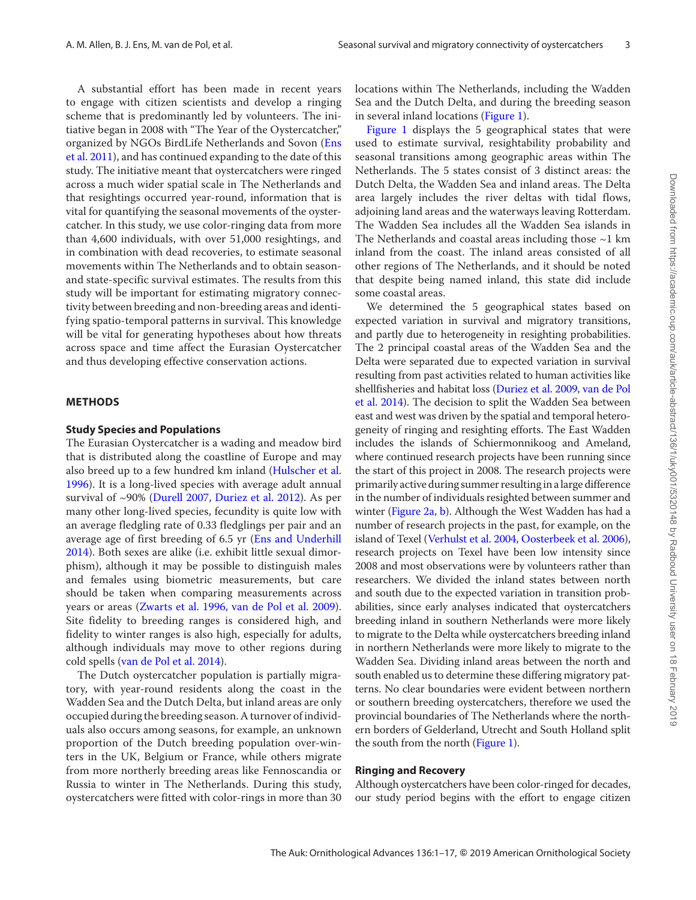A substantial effort has been made in recent years to engage with citizen scientists and develop a ringing scheme that is predominantly led by volunteers. The initiative began in 2008 with "The Year of the Oystercatcher," organized by NGOs BirdLife Netherlands and Sovon (Ens et al. 2011), and has continued expanding to the date of this study. The initiative meant that oystercatchers were ringed across a much wider spatial scale in The Netherlands and that resightings occurred year-round, information that is vital for quantifying the seasonal movements of the oystercatcher. In this study, we use color-ringing data from more than 4,600 individuals, with over 51,000 resightings, and in combination with dead recoveries, to estimate seasonal movements within The Netherlands and to obtain season- and state-specific survival estimates. The results from this study will be important for estimating migratory connectivity between breeding and non-breeding areas and identifying spatio-temporal patterns in survival. This knowledge will be vital for generating hypotheses about how threats across space and time affect the Eurasian Oystercatcher and thus developing effective conservation actions.

## METHODS

### Study Species and Populations

The Eurasian Oystercatcher is a wading and meadow bird that is distributed along the coastline of Europe and may also breed up to a few hundred km inland (Hulscher et al. 1996). It is a long-lived species with average adult annual survival of ~90% (Durell 2007, Duriez et al. 2012). As per many other long-lived species, fecundity is quite low with an average fledgling rate of 0.33 fledglings per pair and an average age of first breeding of 6.5 yr (Ens and Underhill 2014). Both sexes are alike (i.e. exhibit little sexual dimorphism), although it may be possible to distinguish males and females using biometric measurements, but care should be taken when comparing measurements across years or areas (Zwarts et al. 1996, van de Pol et al. 2009). Site fidelity to breeding ranges is considered high, and fidelity to winter ranges is also high, especially for adults, although individuals may move to other regions during cold spells (van de Pol et al. 2014).

The Dutch oystercatcher population is partially migratory, with year-round residents along the coast in the Wadden Sea and the Dutch Delta, but inland areas are only occupied during the breeding season. A turnover of individuals also occurs among seasons, for example, an unknown proportion of the Dutch breeding population over-winters in the UK, Belgium or France, while others migrate from more northerly breeding areas like Fennoscandia or Russia to winter in The Netherlands. During this study, oystercatchers were fitted with color-rings in more than 30 locations within The Netherlands, including the Wadden Sea and the Dutch Delta, and during the breeding season in several inland locations (Figure 1).

Figure 1 displays the 5 geographical states that were used to estimate survival, resightability probability and seasonal transitions among geographic areas within The Netherlands. The 5 states consist of 3 distinct areas: the Dutch Delta, the Wadden Sea and inland areas. The Delta area largely includes the river deltas with tidal flows, adjoining land areas and the waterways leaving Rotterdam. The Wadden Sea includes all the Wadden Sea islands in The Netherlands and coastal areas including those ~1 km inland from the coast. The inland areas consisted of all other regions of The Netherlands, and it should be noted that despite being named inland, this state did include some coastal areas.

We determined the 5 geographical states based on expected variation in survival and migratory transitions, and partly due to heterogeneity in resighting probabilities. The 2 principal coastal areas of the Wadden Sea and the Delta were separated due to expected variation in survival resulting from past activities related to human activities like shellfisheries and habitat loss (Duriez et al. 2009, van de Pol et al. 2014). The decision to split the Wadden Sea between east and west was driven by the spatial and temporal heterogeneity of ringing and resighting efforts. The East Wadden includes the islands of Schiermonnikoog and Ameland, where continued research projects have been running since the start of this project in 2008. The research projects were primarily active during summer resulting in a large difference in the number of individuals resighted between summer and winter (Figure 2a, b). Although the West Wadden has had a number of research projects in the past, for example, on the island of Texel (Verhulst et al. 2004, Oosterbeek et al. 2006), research projects on Texel have been low intensity since 2008 and most observations were by volunteers rather than researchers. We divided the inland states between north and south due to the expected variation in transition probabilities, since early analyses indicated that oystercatchers breeding inland in southern Netherlands were more likely to migrate to the Delta while oystercatchers breeding inland in northern Netherlands were more likely to migrate to the Wadden Sea. Dividing inland areas between the north and south enabled us to determine these differing migratory patterns. No clear boundaries were evident between northern or southern breeding oystercatchers, therefore we used the provincial boundaries of The Netherlands where the northern borders of Gelderland, Utrecht and South Holland split the south from the north (Figure 1).

### Ringing and Recovery

Although oystercatchers have been color-ringed for decades, our study period begins with the effort to engage citizen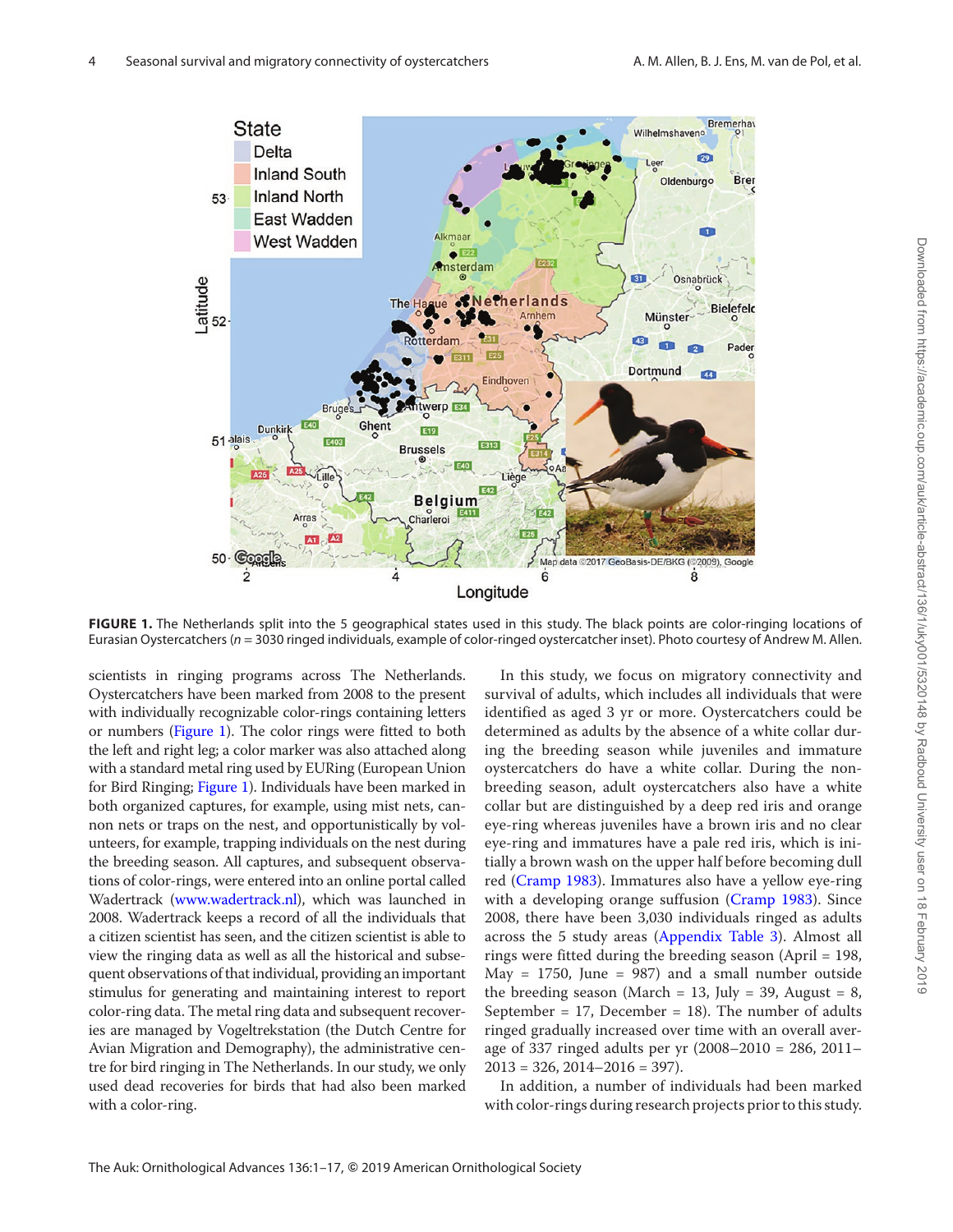FIGURE 1. The Netherlands split into the 5 geographical states used in this study. The black points are color-ringing locations of Eurasian Oystercatchers ($n$ = 3030 ringed individuals, example of color-ringed oystercatcher inset). Photo courtesy of Andrew M. Allen.

scientists in ringing programs across The Netherlands. Oystercatchers have been marked from 2008 to the present with individually recognizable color-rings containing letters or numbers (Figure 1). The color rings were fitted to both the left and right leg; a color marker was also attached along with a standard metal ring used by EURing (European Union for Bird Ringing; Figure 1). Individuals have been marked in both organized captures, for example, using mist nets, cannon nets or traps on the nest, and opportunistically by volunteers, for example, trapping individuals on the nest during the breeding season. All captures, and subsequent observations of color-rings, were entered into an online portal called Wadertrack (www.wadertrack.nl), which was launched in 2008. Wadertrack keeps a record of all the individuals that a citizen scientist has seen, and the citizen scientist is able to view the ringing data as well as all the historical and subsequent observations of that individual, providing an important stimulus for generating and maintaining interest to report color-ring data. The metal ring data and subsequent recoveries are managed by Vogeltrekstation (the Dutch Centre for Avian Migration and Demography), the administrative centre for bird ringing in The Netherlands. In our study, we only used dead recoveries for birds that had also been marked with a color-ring.

In this study, we focus on migratory connectivity and survival of adults, which includes all individuals that were identified as aged 3 yr or more. Oystercatchers could be determined as adults by the absence of a white collar during the breeding season while juveniles and immature oystercatchers do have a white collar. During the non-breeding season, adult oystercatchers also have a white collar but are distinguished by a deep red iris and orange eye-ring whereas juveniles have a brown iris and no clear eye-ring and immatures have a pale red iris, which is initially a brown wash on the upper half before becoming dull red (Cramp 1983). Immatures also have a yellow eye-ring with a developing orange suffusion (Cramp 1983). Since 2008, there have been 3,030 individuals ringed as adults across the 5 study areas (Appendix Table 3). Almost all rings were fitted during the breeding season (April = 198, May = 1750, June = 987) and a small number outside the breeding season (March = 13, July = 39, August = 8, September = 17, December = 18). The number of adults ringed gradually increased over time with an overall average of 337 ringed adults per yr (2008–2010 = 286, 2011–2013 = 326, 2014–2016 = 397).

In addition, a number of individuals had been marked with color-rings during research projects prior to this study.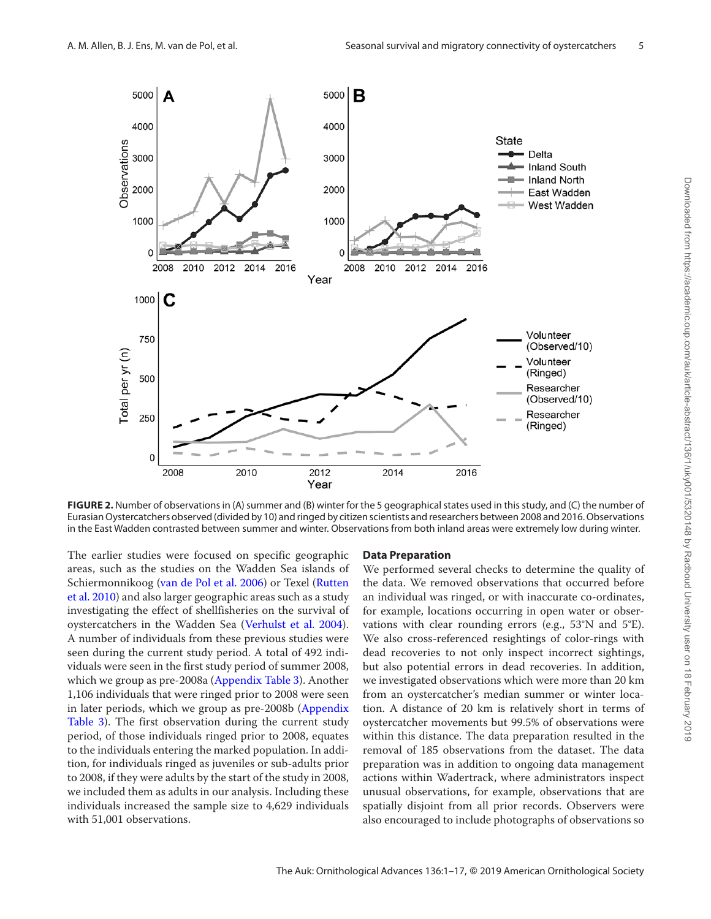FIGURE 2. Number of observations in (A) summer and (B) winter for the 5 geographical states used in this study, and (C) the number of Eurasian Oystercatchers observed (divided by 10) and ringed by citizen scientists and researchers between 2008 and 2016. Observations in the East Wadden contrasted between summer and winter. Observations from both inland areas were extremely low during winter.

The earlier studies were focused on specific geographic areas, such as the studies on the Wadden Sea islands of Schiermonnikoog (van de Pol et al. 2006) or Texel (Rutten et al. 2010) and also larger geographic areas such as a study investigating the effect of shellfisheries on the survival of oystercatchers in the Wadden Sea (Verhulst et al. 2004). A number of individuals from these previous studies were seen during the current study period. A total of 492 individuals were seen in the first study period of summer 2008, which we group as pre-2008a (Appendix Table 3). Another 1,106 individuals that were ringed prior to 2008 were seen in later periods, which we group as pre-2008b (Appendix Table 3). The first observation during the current study period, of those individuals ringed prior to 2008, equates to the individuals entering the marked population. In addition, for individuals ringed as juveniles or sub-adults prior to 2008, if they were adults by the start of the study in 2008, we included them as adults in our analysis. Including these individuals increased the sample size to 4,629 individuals with 51,001 observations.

### Data Preparation

We performed several checks to determine the quality of the data. We removed observations that occurred before an individual was ringed, or with inaccurate co-ordinates, for example, locations occurring in open water or observations with clear rounding errors (e.g., 53°N and 5°E). We also cross-referenced resightings of color-rings with dead recoveries to not only inspect incorrect sightings, but also potential errors in dead recoveries. In addition, we investigated observations which were more than 20 km from an oystercatcher's median summer or winter location. A distance of 20 km is relatively short in terms of oystercatcher movements but 99.5% of observations were within this distance. The data preparation resulted in the removal of 185 observations from the dataset. The data preparation was in addition to ongoing data management actions within Wadertrack, where administrators inspect unusual observations, for example, observations that are spatially disjoint from all prior records. Observers were also encouraged to include photographs of observations so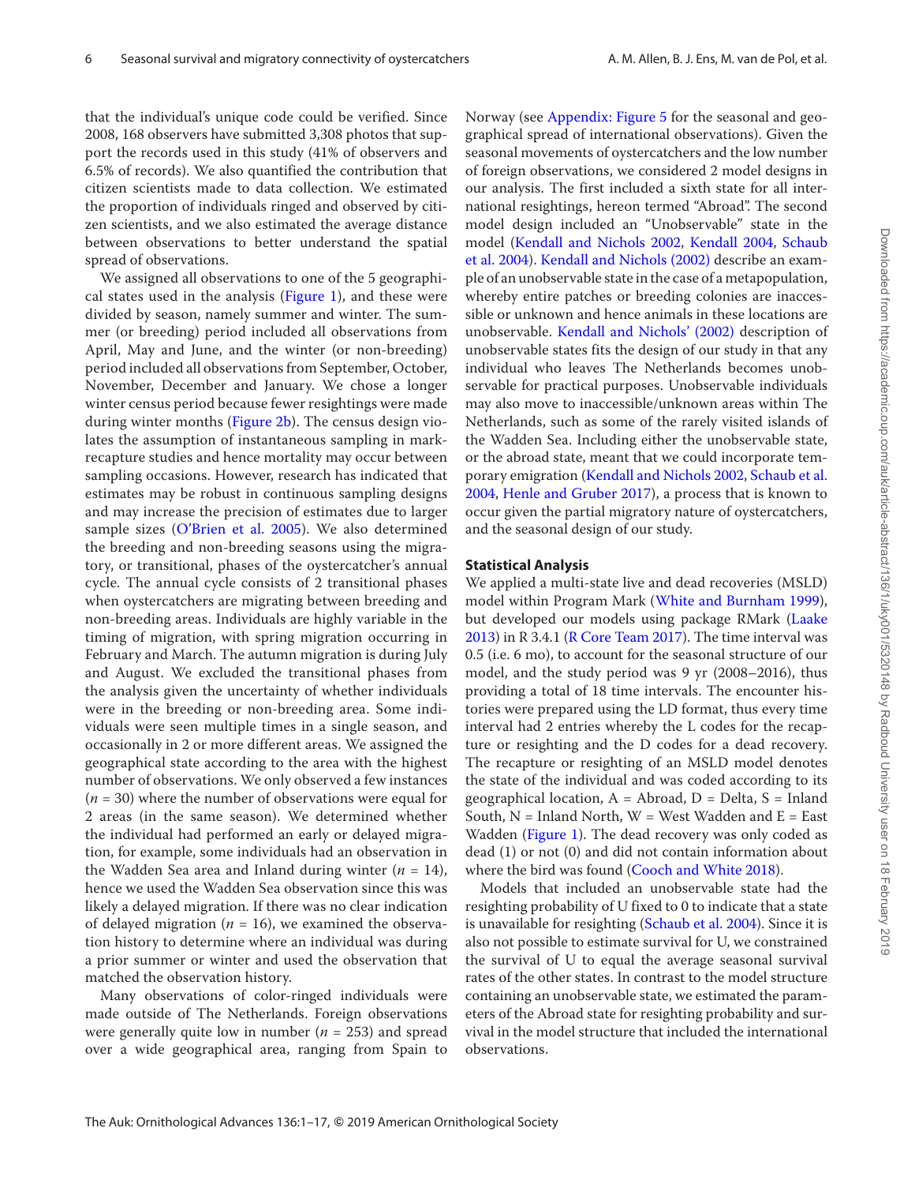that the individual's unique code could be verified. Since 2008, 168 observers have submitted 3,308 photos that support the records used in this study (41% of observers and 6.5% of records). We also quantified the contribution that citizen scientists made to data collection. We estimated the proportion of individuals ringed and observed by citizen scientists, and we also estimated the average distance between observations to better understand the spatial spread of observations.

We assigned all observations to one of the 5 geographical states used in the analysis (Figure 1), and these were divided by season, namely summer and winter. The summer (or breeding) period included all observations from April, May and June, and the winter (or non-breeding) period included all observations from September, October, November, December and January. We chose a longer winter census period because fewer resightings were made during winter months (Figure 2b). The census design violates the assumption of instantaneous sampling in mark-recapture studies and hence mortality may occur between sampling occasions. However, research has indicated that estimates may be robust in continuous sampling designs and may increase the precision of estimates due to larger sample sizes (O'Brien et al. 2005). We also determined the breeding and non-breeding seasons using the migratory, or transitional, phases of the oystercatcher's annual cycle. The annual cycle consists of 2 transitional phases when oystercatchers are migrating between breeding and non-breeding areas. Individuals are highly variable in the timing of migration, with spring migration occurring in February and March. The autumn migration is during July and August. We excluded the transitional phases from the analysis given the uncertainty of whether individuals were in the breeding or non-breeding area. Some individuals were seen multiple times in a single season, and occasionally in 2 or more different areas. We assigned the geographical state according to the area with the highest number of observations. We only observed a few instances ($n$ = 30) where the number of observations were equal for 2 areas (in the same season). We determined whether the individual had performed an early or delayed migration, for example, some individuals had an observation in the Wadden Sea area and Inland during winter ($n$ = 14), hence we used the Wadden Sea observation since this was likely a delayed migration. If there was no clear indication of delayed migration ($n$ = 16), we examined the observation history to determine where an individual was during a prior summer or winter and used the observation that matched the observation history.

Many observations of color-ringed individuals were made outside of The Netherlands. Foreign observations were generally quite low in number ($n$ = 253) and spread over a wide geographical area, ranging from Spain to Norway (see Appendix: Figure 5 for the seasonal and geographical spread of international observations). Given the seasonal movements of oystercatchers and the low number of foreign observations, we considered 2 model designs in our analysis. The first included a sixth state for all international resightings, hereon termed "Abroad". The second model design included an "Unobservable" state in the model (Kendall and Nichols 2002, Kendall 2004, Schaub et al. 2004). Kendall and Nichols (2002) describe an example of an unobservable state in the case of a metapopulation, whereby entire patches or breeding colonies are inaccessible or unknown and hence animals in these locations are unobservable. Kendall and Nichols' (2002) description of unobservable states fits the design of our study in that any individual who leaves The Netherlands becomes unobservable for practical purposes. Unobservable individuals may also move to inaccessible/unknown areas within The Netherlands, such as some of the rarely visited islands of the Wadden Sea. Including either the unobservable state, or the abroad state, meant that we could incorporate temporary emigration (Kendall and Nichols 2002, Schaub et al. 2004, Henle and Gruber 2017), a process that is known to occur given the partial migratory nature of oystercatchers, and the seasonal design of our study.

### Statistical Analysis

We applied a multi-state live and dead recoveries (MSLD) model within Program Mark (White and Burnham 1999), but developed our models using package RMark (Laake 2013) in R 3.4.1 (R Core Team 2017). The time interval was 0.5 (i.e. 6 mo), to account for the seasonal structure of our model, and the study period was 9 yr (2008–2016), thus providing a total of 18 time intervals. The encounter histories were prepared using the LD format, thus every time interval had 2 entries whereby the L codes for the recapture or resighting and the D codes for a dead recovery. The recapture or resighting of an MSLD model denotes the state of the individual and was coded according to its geographical location, A = Abroad, D = Delta, S = Inland South, N = Inland North, W = West Wadden and E = East Wadden (Figure 1). The dead recovery was only coded as dead (1) or not (0) and did not contain information about where the bird was found (Cooch and White 2018).

Models that included an unobservable state had the resighting probability of U fixed to 0 to indicate that a state is unavailable for resighting (Schaub et al. 2004). Since it is also not possible to estimate survival for U, we constrained the survival of U to equal the average seasonal survival rates of the other states. In contrast to the model structure containing an unobservable state, we estimated the parameters of the Abroad state for resighting probability and survival in the model structure that included the international observations.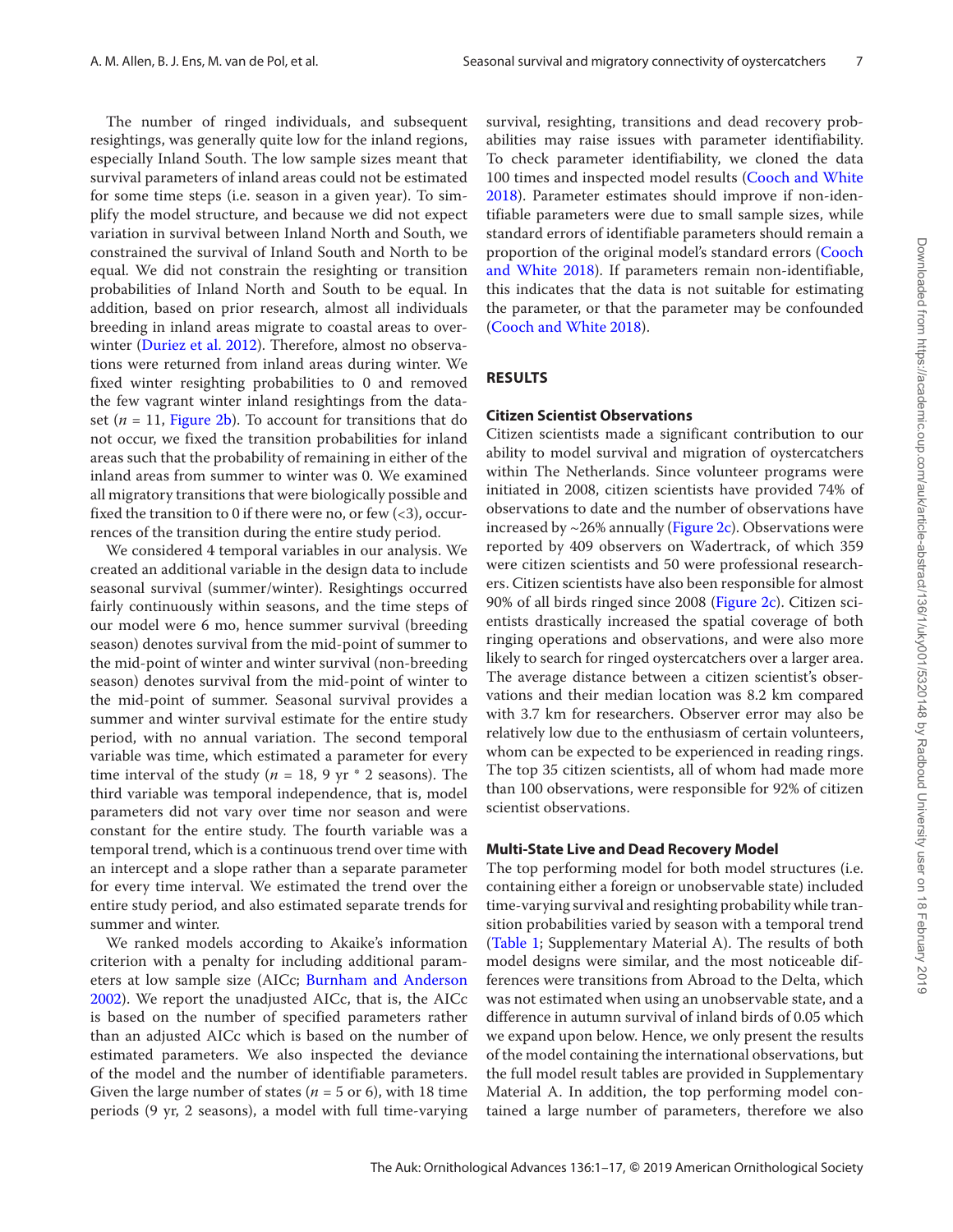The number of ringed individuals, and subsequent resightings, was generally quite low for the inland regions, especially Inland South. The low sample sizes meant that survival parameters of inland areas could not be estimated for some time steps (i.e. season in a given year). To simplify the model structure, and because we did not expect variation in survival between Inland North and South, we constrained the survival of Inland South and North to be equal. We did not constrain the resighting or transition probabilities of Inland North and South to be equal. In addition, based on prior research, almost all individuals breeding in inland areas migrate to coastal areas to overwinter (Duriez et al. 2012). Therefore, almost no observations were returned from inland areas during winter. We fixed winter resighting probabilities to 0 and removed the few vagrant winter inland resightings from the dataset ($n$ = 11, Figure 2b). To account for transitions that do not occur, we fixed the transition probabilities for inland areas such that the probability of remaining in either of the inland areas from summer to winter was 0. We examined all migratory transitions that were biologically possible and fixed the transition to 0 if there were no, or few (<3), occurrences of the transition during the entire study period.

We considered 4 temporal variables in our analysis. We created an additional variable in the design data to include seasonal survival (summer/winter). Resightings occurred fairly continuously within seasons, and the time steps of our model were 6 mo, hence summer survival (breeding season) denotes survival from the mid-point of summer to the mid-point of winter and winter survival (non-breeding season) denotes survival from the mid-point of winter to the mid-point of summer. Seasonal survival provides a summer and winter survival estimate for the entire study period, with no annual variation. The second temporal variable was time, which estimated a parameter for every time interval of the study ($n$ = 18, 9 yr * 2 seasons). The third variable was temporal independence, that is, model parameters did not vary over time nor season and were constant for the entire study. The fourth variable was a temporal trend, which is a continuous trend over time with an intercept and a slope rather than a separate parameter for every time interval. We estimated the trend over the entire study period, and also estimated separate trends for summer and winter.

We ranked models according to Akaike's information criterion with a penalty for including additional parameters at low sample size (AICc; Burnham and Anderson 2002). We report the unadjusted AICc, that is, the AICc is based on the number of specified parameters rather than an adjusted AICc which is based on the number of estimated parameters. We also inspected the deviance of the model and the number of identifiable parameters. Given the large number of states ($n$ = 5 or 6), with 18 time periods (9 yr, 2 seasons), a model with full time-varying survival, resighting, transitions and dead recovery probabilities may raise issues with parameter identifiability. To check parameter identifiability, we cloned the data 100 times and inspected model results (Cooch and White 2018). Parameter estimates should improve if non-identifiable parameters were due to small sample sizes, while standard errors of identifiable parameters should remain a proportion of the original model's standard errors (Cooch and White 2018). If parameters remain non-identifiable, this indicates that the data is not suitable for estimating the parameter, or that the parameter may be confounded (Cooch and White 2018).

## RESULTS

### Citizen Scientist Observations

Citizen scientists made a significant contribution to our ability to model survival and migration of oystercatchers within The Netherlands. Since volunteer programs were initiated in 2008, citizen scientists have provided 74% of observations to date and the number of observations have increased by ~26% annually (Figure 2c). Observations were reported by 409 observers on Wadertrack, of which 359 were citizen scientists and 50 were professional researchers. Citizen scientists have also been responsible for almost 90% of all birds ringed since 2008 (Figure 2c). Citizen scientists drastically increased the spatial coverage of both ringing operations and observations, and were also more likely to search for ringed oystercatchers over a larger area. The average distance between a citizen scientist's observations and their median location was 8.2 km compared with 3.7 km for researchers. Observer error may also be relatively low due to the enthusiasm of certain volunteers, whom can be expected to be experienced in reading rings. The top 35 citizen scientists, all of whom had made more than 100 observations, were responsible for 92% of citizen scientist observations.

### Multi-State Live and Dead Recovery Model

The top performing model for both model structures (i.e. containing either a foreign or unobservable state) included time-varying survival and resighting probability while transition probabilities varied by season with a temporal trend (Table 1; Supplementary Material A). The results of both model designs were similar, and the most noticeable differences were transitions from Abroad to the Delta, which was not estimated when using an unobservable state, and a difference in autumn survival of inland birds of 0.05 which we expand upon below. Hence, we only present the results of the model containing the international observations, but the full model result tables are provided in Supplementary Material A. In addition, the top performing model contained a large number of parameters, therefore we also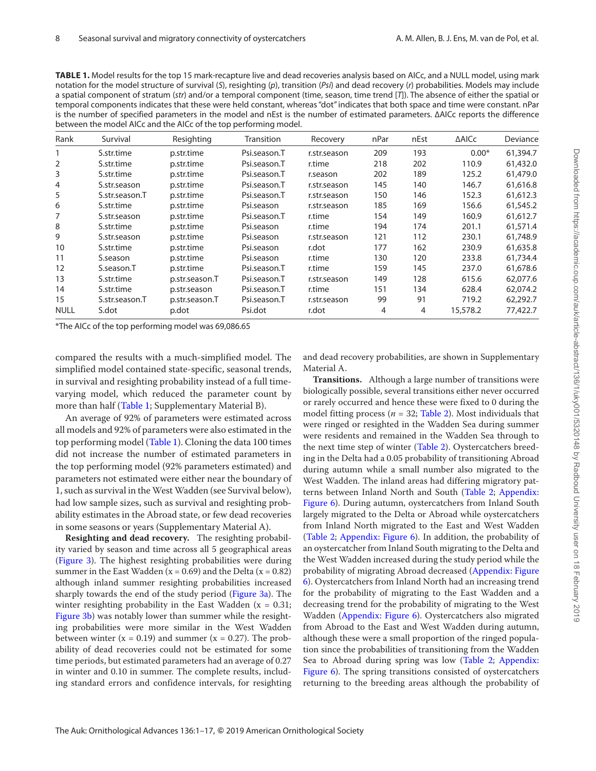**TABLE 1.** Model results for the top 15 mark-recapture live and dead recoveries analysis based on AICc, and a NULL model, using mark notation for the model structure of survival (*S*), resighting (*p*), transition (*Psi*) and dead recovery (*r*) probabilities. Models may include a spatial component of stratum (*str*) and/or a temporal component (time, season, time trend [*T*]). The absence of either the spatial or temporal components indicates that these were held constant, whereas "dot" indicates that both space and time were constant. nPar is the number of specified parameters in the model and nEst is the number of estimated parameters. ΔAICc reports the difference between the model AICc and the AICc of the top performing model.

| Rank | Survival | Resighting | Transition | Recovery | nPar | nEst | ΔAICc | Deviance |
|---|---|---|---|---|---|---|---|---|
| 1 | S.str.time | p.str.time | Psi.season.T | r.str.season | 209 | 193 | 0.00* | 61,394.7 |
| 2 | S.str.time | p.str.time | Psi.season.T | r.time | 218 | 202 | 110.9 | 61,432.0 |
| 3 | S.str.time | p.str.time | Psi.season.T | r.season | 202 | 189 | 125.2 | 61,479.0 |
| 4 | S.str.season | p.str.time | Psi.season.T | r.str.season | 145 | 140 | 146.7 | 61,616.8 |
| 5 | S.str.season.T | p.str.time | Psi.season.T | r.str.season | 150 | 146 | 152.3 | 61,612.3 |
| 6 | S.str.time | p.str.time | Psi.season | r.str.season | 185 | 169 | 156.6 | 61,545.2 |
| 7 | S.str.season | p.str.time | Psi.season.T | r.time | 154 | 149 | 160.9 | 61,612.7 |
| 8 | S.str.time | p.str.time | Psi.season | r.time | 194 | 174 | 201.1 | 61,571.4 |
| 9 | S.str.season | p.str.time | Psi.season | r.str.season | 121 | 112 | 230.1 | 61,748.9 |
| 10 | S.str.time | p.str.time | Psi.season | r.dot | 177 | 162 | 230.9 | 61,635.8 |
| 11 | S.season | p.str.time | Psi.season | r.time | 130 | 120 | 233.8 | 61,734.4 |
| 12 | S.season.T | p.str.time | Psi.season.T | r.time | 159 | 145 | 237.0 | 61,678.6 |
| 13 | S.str.time | p.str.season.T | Psi.season.T | r.str.season | 149 | 128 | 615.6 | 62,077.6 |
| 14 | S.str.time | p.str.season | Psi.season.T | r.time | 151 | 134 | 628.4 | 62,074.2 |
| 15 | S.str.season.T | p.str.season.T | Psi.season.T | r.str.season | 99 | 91 | 719.2 | 62,292.7 |
| NULL | S.dot | p.dot | Psi.dot | r.dot | 4 | 4 | 15,578.2 | 77,422.7 |

*The AICc of the top performing model was 69,086.65

compared the results with a much-simplified model. The simplified model contained state-specific, seasonal trends, in survival and resighting probability instead of a full time-varying model, which reduced the parameter count by more than half (Table 1; Supplementary Material B).

An average of 92% of parameters were estimated across all models and 92% of parameters were also estimated in the top performing model (Table 1). Cloning the data 100 times did not increase the number of estimated parameters in the top performing model (92% parameters estimated) and parameters not estimated were either near the boundary of 1, such as survival in the West Wadden (see Survival below), had low sample sizes, such as survival and resighting probability estimates in the Abroad state, or few dead recoveries in some seasons or years (Supplementary Material A).

**Resighting and dead recovery.** The resighting probability varied by season and time across all 5 geographical areas (Figure 3). The highest resighting probabilities were during summer in the East Wadden ($x = 0.69$) and the Delta ($x = 0.82$) although inland summer resighting probabilities increased sharply towards the end of the study period (Figure 3a). The winter resighting probability in the East Wadden ($x = 0.31$; Figure 3b) was notably lower than summer while the resighting probabilities were more similar in the West Wadden between winter ($x = 0.19$) and summer ($x = 0.27$). The probability of dead recoveries could not be estimated for some time periods, but estimated parameters had an average of 0.27 in winter and 0.10 in summer. The complete results, including standard errors and confidence intervals, for resighting and dead recovery probabilities, are shown in Supplementary Material A.

**Transitions.** Although a large number of transitions were biologically possible, several transitions either never occurred or rarely occurred and hence these were fixed to 0 during the model fitting process ($n = 32$; Table 2). Most individuals that were ringed or resighted in the Wadden Sea during summer were residents and remained in the Wadden Sea through to the next time step of winter (Table 2). Oystercatchers breeding in the Delta had a 0.05 probability of transitioning Abroad during autumn while a small number also migrated to the West Wadden. The inland areas had differing migratory patterns between Inland North and South (Table 2; Appendix: Figure 6). During autumn, oystercatchers from Inland South largely migrated to the Delta or Abroad while oystercatchers from Inland North migrated to the East and West Wadden (Table 2; Appendix: Figure 6). In addition, the probability of an oystercatcher from Inland South migrating to the Delta and the West Wadden increased during the study period while the probability of migrating Abroad decreased (Appendix: Figure 6). Oystercatchers from Inland North had an increasing trend for the probability of migrating to the East Wadden and a decreasing trend for the probability of migrating to the West Wadden (Appendix: Figure 6). Oystercatchers also migrated from Abroad to the East and West Wadden during autumn, although these were a small proportion of the ringed population since the probabilities of transitioning from the Wadden Sea to Abroad during spring was low (Table 2; Appendix: Figure 6). The spring transitions consisted of oystercatchers returning to the breeding areas although the probability of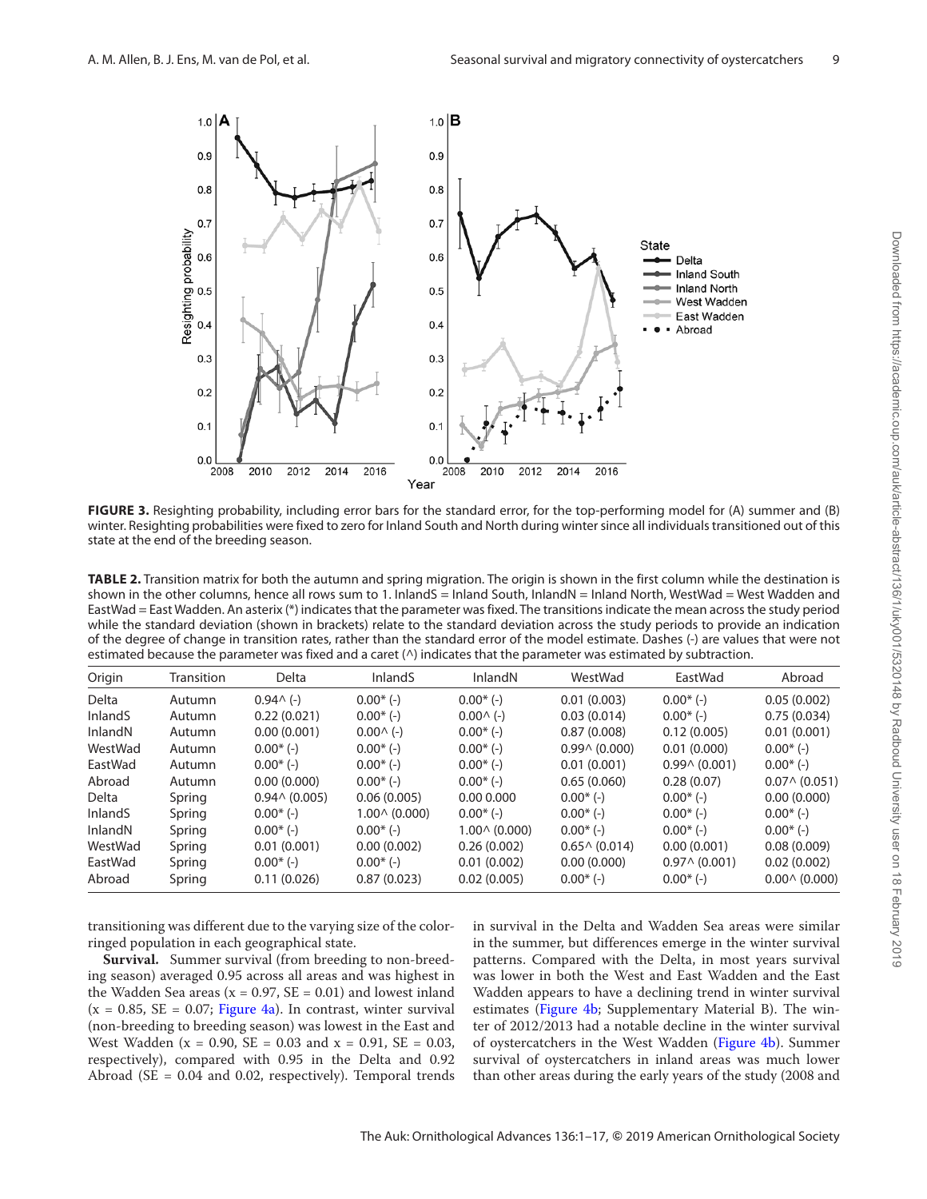**FIGURE 3.** Resighting probability, including error bars for the standard error, for the top-performing model for (A) summer and (B) winter. Resighting probabilities were fixed to zero for Inland South and North during winter since all individuals transitioned out of this state at the end of the breeding season.

**TABLE 2.** Transition matrix for both the autumn and spring migration. The origin is shown in the first column while the destination is shown in the other columns, hence all rows sum to 1. InlandS = Inland South, InlandN = Inland North, WestWad = West Wadden and EastWad = East Wadden. An asterix (*) indicates that the parameter was fixed. The transitions indicate the mean across the study period while the standard deviation (shown in brackets) relate to the standard deviation across the study periods to provide an indication of the degree of change in transition rates, rather than the standard error of the model estimate. Dashes (-) are values that were not estimated because the parameter was fixed and a caret (^) indicates that the parameter was estimated by subtraction.

| Origin | Transition | Delta | InlandS | InlandN | WestWad | EastWad | Abroad |
|---|---|---|---|---|---|---|---|
| Delta | Autumn | 0.94^ (-) | 0.00* (-) | 0.00* (-) | 0.01 (0.003) | 0.00* (-) | 0.05 (0.002) |
| InlandS | Autumn | 0.22 (0.021) | 0.00* (-) | 0.00^ (-) | 0.03 (0.014) | 0.00* (-) | 0.75 (0.034) |
| InlandN | Autumn | 0.00 (0.001) | 0.00^ (-) | 0.00* (-) | 0.87 (0.008) | 0.12 (0.005) | 0.01 (0.001) |
| WestWad | Autumn | 0.00* (-) | 0.00* (-) | 0.00* (-) | 0.99^ (0.000) | 0.01 (0.000) | 0.00* (-) |
| EastWad | Autumn | 0.00* (-) | 0.00* (-) | 0.00* (-) | 0.01 (0.001) | 0.99^ (0.001) | 0.00* (-) |
| Abroad | Autumn | 0.00 (0.000) | 0.00* (-) | 0.00* (-) | 0.65 (0.060) | 0.28 (0.07) | 0.07^ (0.051) |
| Delta | Spring | 0.94^ (0.005) | 0.06 (0.005) | 0.00 0.000 | 0.00* (-) | 0.00* (-) | 0.00 (0.000) |
| InlandS | Spring | 0.00* (-) | 1.00^ (0.000) | 0.00* (-) | 0.00* (-) | 0.00* (-) | 0.00* (-) |
| InlandN | Spring | 0.00* (-) | 0.00* (-) | 1.00^ (0.000) | 0.00* (-) | 0.00* (-) | 0.00* (-) |
| WestWad | Spring | 0.01 (0.001) | 0.00 (0.002) | 0.26 (0.002) | 0.65^ (0.014) | 0.00 (0.001) | 0.08 (0.009) |
| EastWad | Spring | 0.00* (-) | 0.00* (-) | 0.01 (0.002) | 0.00 (0.000) | 0.97^ (0.001) | 0.02 (0.002) |
| Abroad | Spring | 0.11 (0.026) | 0.87 (0.023) | 0.02 (0.005) | 0.00* (-) | 0.00* (-) | 0.00^ (0.000) |

transitioning was different due to the varying size of the color-ringed population in each geographical state.

**Survival.** Summer survival (from breeding to non-breeding season) averaged 0.95 across all areas and was highest in the Wadden Sea areas ($x$ = 0.97, SE = 0.01) and lowest inland ($x$ = 0.85, SE = 0.07; Figure 4a). In contrast, winter survival (non-breeding to breeding season) was lowest in the East and West Wadden ($x$ = 0.90, SE = 0.03 and $x$ = 0.91, SE = 0.03, respectively), compared with 0.95 in the Delta and 0.92 Abroad (SE = 0.04 and 0.02, respectively). Temporal trends in survival in the Delta and Wadden Sea areas were similar in the summer, but differences emerge in the winter survival patterns. Compared with the Delta, in most years survival was lower in both the West and East Wadden and the East Wadden appears to have a declining trend in winter survival estimates (Figure 4b; Supplementary Material B). The winter of 2012/2013 had a notable decline in the winter survival of oystercatchers in the West Wadden (Figure 4b). Summer survival of oystercatchers in inland areas was much lower than other areas during the early years of the study (2008 and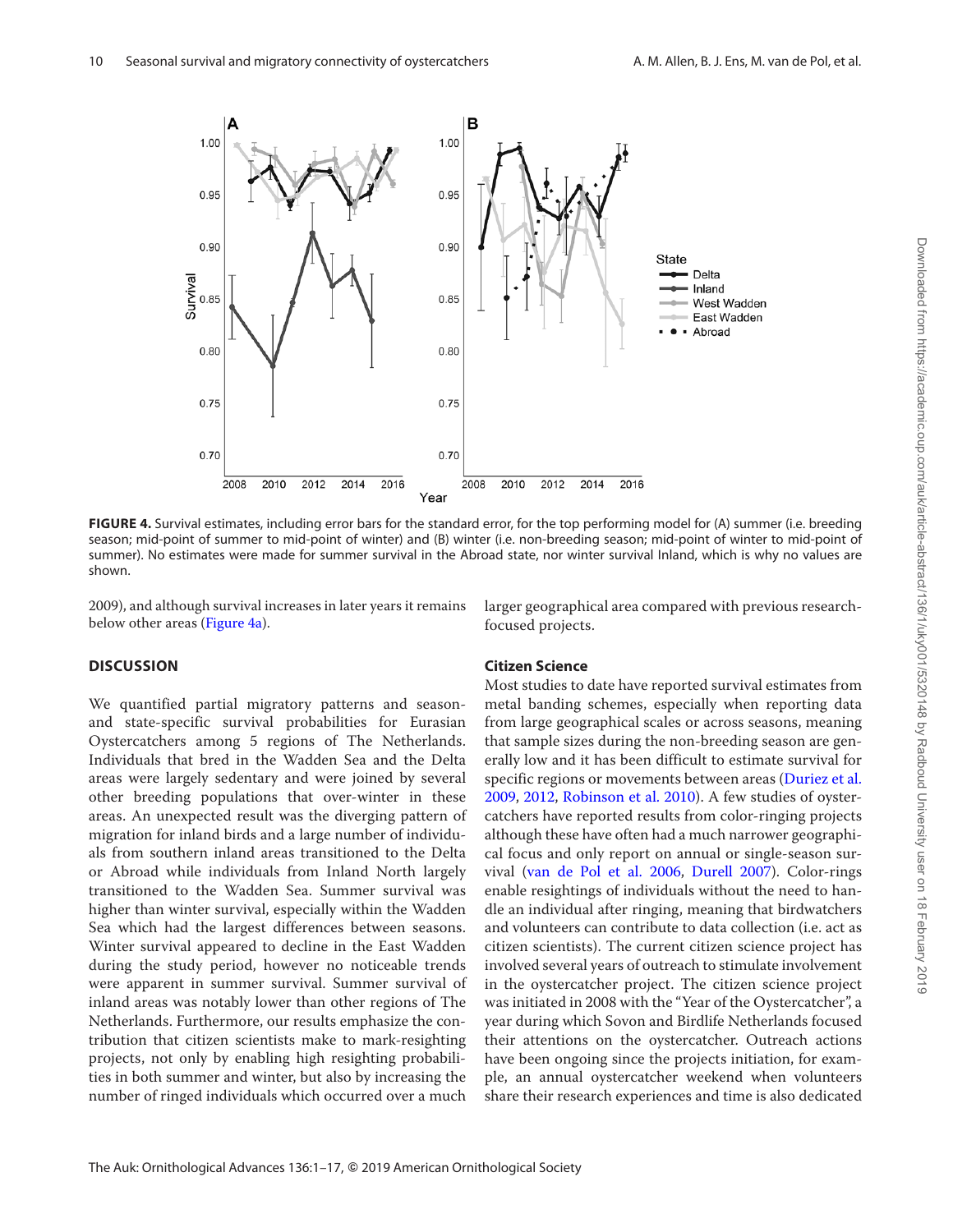A

B

1.00

0.95

0.90

0.85

0.80

0.75

0.70

Survival

2008 2010 2012 2014 2016

Year

State

Delta

Inland

West Wadden

East Wadden

Abroad

**FIGURE 4.** Survival estimates, including error bars for the standard error, for the top performing model for (A) summer (i.e. breeding season; mid-point of summer to mid-point of winter) and (B) winter (i.e. non-breeding season; mid-point of winter to mid-point of summer). No estimates were made for summer survival in the Abroad state, nor winter survival Inland, which is why no values are shown.

2009), and although survival increases in later years it remains below other areas (Figure 4a).

## DISCUSSION

We quantified partial migratory patterns and season- and state-specific survival probabilities for Eurasian Oystercatchers among 5 regions of The Netherlands. Individuals that bred in the Wadden Sea and the Delta areas were largely sedentary and were joined by several other breeding populations that over-winter in these areas. An unexpected result was the diverging pattern of migration for inland birds and a large number of individuals from southern inland areas transitioned to the Delta or Abroad while individuals from Inland North largely transitioned to the Wadden Sea. Summer survival was higher than winter survival, especially within the Wadden Sea which had the largest differences between seasons. Winter survival appeared to decline in the East Wadden during the study period, however no noticeable trends were apparent in summer survival. Summer survival of inland areas was notably lower than other regions of The Netherlands. Furthermore, our results emphasize the contribution that citizen scientists make to mark-resighting projects, not only by enabling high resighting probabilities in both summer and winter, but also by increasing the number of ringed individuals which occurred over a much larger geographical area compared with previous research-focused projects.

### Citizen Science

Most studies to date have reported survival estimates from metal banding schemes, especially when reporting data from large geographical scales or across seasons, meaning that sample sizes during the non-breeding season are generally low and it has been difficult to estimate survival for specific regions or movements between areas (Duriez et al. 2009, 2012, Robinson et al. 2010). A few studies of oystercatchers have reported results from color-ringing projects although these have often had a much narrower geographical focus and only report on annual or single-season survival (van de Pol et al. 2006, Durell 2007). Color-rings enable resightings of individuals without the need to handle an individual after ringing, meaning that birdwatchers and volunteers can contribute to data collection (i.e. act as citizen scientists). The current citizen science project has involved several years of outreach to stimulate involvement in the oystercatcher project. The citizen science project was initiated in 2008 with the "Year of the Oystercatcher", a year during which Sovon and Birdlife Netherlands focused their attentions on the oystercatcher. Outreach actions have been ongoing since the projects initiation, for example, an annual oystercatcher weekend when volunteers share their research experiences and time is also dedicated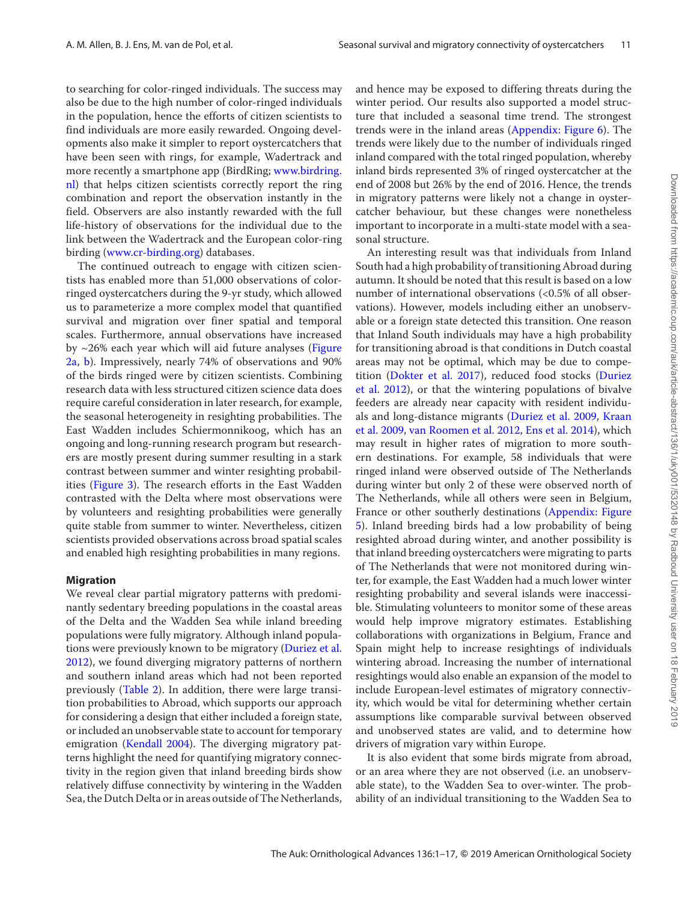to searching for color-ringed individuals. The success may also be due to the high number of color-ringed individuals in the population, hence the efforts of citizen scientists to find individuals are more easily rewarded. Ongoing developments also make it simpler to report oystercatchers that have been seen with rings, for example, Wadertrack and more recently a smartphone app (BirdRing; www.birdring.nl) that helps citizen scientists correctly report the ring combination and report the observation instantly in the field. Observers are also instantly rewarded with the full life-history of observations for the individual due to the link between the Wadertrack and the European color-ring birding (www.cr-birding.org) databases.

The continued outreach to engage with citizen scientists has enabled more than 51,000 observations of color-ringed oystercatchers during the 9-yr study, which allowed us to parameterize a more complex model that quantified survival and migration over finer spatial and temporal scales. Furthermore, annual observations have increased by ~26% each year which will aid future analyses (Figure 2a, b). Impressively, nearly 74% of observations and 90% of the birds ringed were by citizen scientists. Combining research data with less structured citizen science data does require careful consideration in later research, for example, the seasonal heterogeneity in resighting probabilities. The East Wadden includes Schiermonnikoog, which has an ongoing and long-running research program but researchers are mostly present during summer resulting in a stark contrast between summer and winter resighting probabilities (Figure 3). The research efforts in the East Wadden contrasted with the Delta where most observations were by volunteers and resighting probabilities were generally quite stable from summer to winter. Nevertheless, citizen scientists provided observations across broad spatial scales and enabled high resighting probabilities in many regions.

### Migration

We reveal clear partial migratory patterns with predominantly sedentary breeding populations in the coastal areas of the Delta and the Wadden Sea while inland breeding populations were fully migratory. Although inland populations were previously known to be migratory (Duriez et al. 2012), we found diverging migratory patterns of northern and southern inland areas which had not been reported previously (Table 2). In addition, there were large transition probabilities to Abroad, which supports our approach for considering a design that either included a foreign state, or included an unobservable state to account for temporary emigration (Kendall 2004). The diverging migratory patterns highlight the need for quantifying migratory connectivity in the region given that inland breeding birds show relatively diffuse connectivity by wintering in the Wadden Sea, the Dutch Delta or in areas outside of The Netherlands, and hence may be exposed to differing threats during the winter period. Our results also supported a model structure that included a seasonal time trend. The strongest trends were in the inland areas (Appendix: Figure 6). The trends were likely due to the number of individuals ringed inland compared with the total ringed population, whereby inland birds represented 3% of ringed oystercatcher at the end of 2008 but 26% by the end of 2016. Hence, the trends in migratory patterns were likely not a change in oystercatcher behaviour, but these changes were nonetheless important to incorporate in a multi-state model with a seasonal structure.

An interesting result was that individuals from Inland South had a high probability of transitioning Abroad during autumn. It should be noted that this result is based on a low number of international observations (<0.5% of all observations). However, models including either an unobservable or a foreign state detected this transition. One reason that Inland South individuals may have a high probability for transitioning abroad is that conditions in Dutch coastal areas may not be optimal, which may be due to competition (Dokter et al. 2017), reduced food stocks (Duriez et al. 2012), or that the wintering populations of bivalve feeders are already near capacity with resident individuals and long-distance migrants (Duriez et al. 2009, Kraan et al. 2009, van Roomen et al. 2012, Ens et al. 2014), which may result in higher rates of migration to more southern destinations. For example, 58 individuals that were ringed inland were observed outside of The Netherlands during winter but only 2 of these were observed north of The Netherlands, while all others were seen in Belgium, France or other southerly destinations (Appendix: Figure 5). Inland breeding birds had a low probability of being resighted abroad during winter, and another possibility is that inland breeding oystercatchers were migrating to parts of The Netherlands that were not monitored during winter, for example, the East Wadden had a much lower winter resighting probability and several islands were inaccessible. Stimulating volunteers to monitor some of these areas would help improve migratory estimates. Establishing collaborations with organizations in Belgium, France and Spain might help to increase resightings of individuals wintering abroad. Increasing the number of international resightings would also enable an expansion of the model to include European-level estimates of migratory connectivity, which would be vital for determining whether certain assumptions like comparable survival between observed and unobserved states are valid, and to determine how drivers of migration vary within Europe.

It is also evident that some birds migrate from abroad, or an area where they are not observed (i.e. an unobservable state), to the Wadden Sea to over-winter. The probability of an individual transitioning to the Wadden Sea to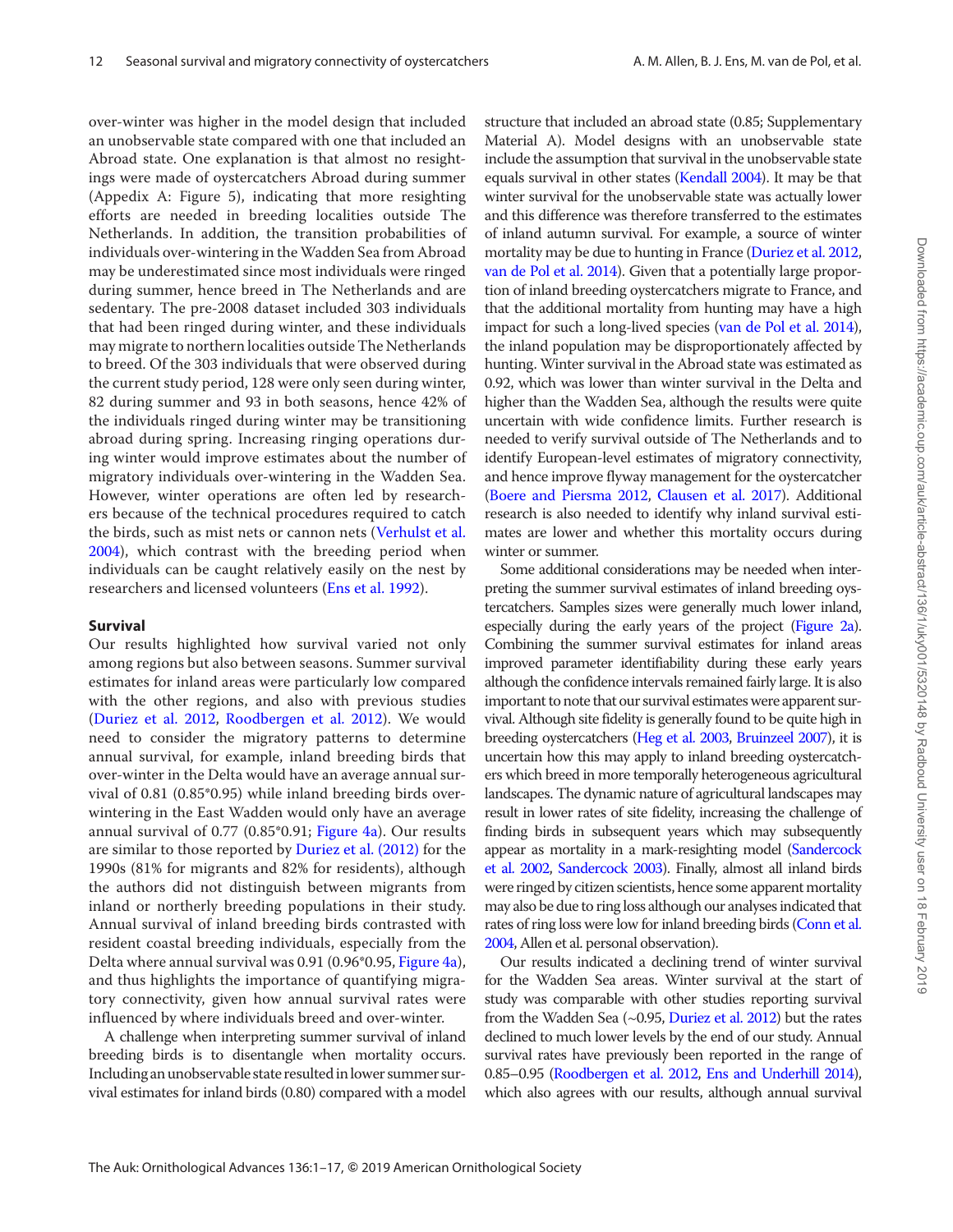over-winter was higher in the model design that included an unobservable state compared with one that included an Abroad state. One explanation is that almost no resightings were made of oystercatchers Abroad during summer (Appedix A: Figure 5), indicating that more resighting efforts are needed in breeding localities outside The Netherlands. In addition, the transition probabilities of individuals over-wintering in the Wadden Sea from Abroad may be underestimated since most individuals were ringed during summer, hence breed in The Netherlands and are sedentary. The pre-2008 dataset included 303 individuals that had been ringed during winter, and these individuals may migrate to northern localities outside The Netherlands to breed. Of the 303 individuals that were observed during the current study period, 128 were only seen during winter, 82 during summer and 93 in both seasons, hence 42% of the individuals ringed during winter may be transitioning abroad during spring. Increasing ringing operations during winter would improve estimates about the number of migratory individuals over-wintering in the Wadden Sea. However, winter operations are often led by researchers because of the technical procedures required to catch the birds, such as mist nets or cannon nets (Verhulst et al. 2004), which contrast with the breeding period when individuals can be caught relatively easily on the nest by researchers and licensed volunteers (Ens et al. 1992).

### Survival

Our results highlighted how survival varied not only among regions but also between seasons. Summer survival estimates for inland areas were particularly low compared with the other regions, and also with previous studies (Duriez et al. 2012, Roodbergen et al. 2012). We would need to consider the migratory patterns to determine annual survival, for example, inland breeding birds that over-winter in the Delta would have an average annual survival of 0.81 (0.85*0.95) while inland breeding birds over-wintering in the East Wadden would only have an average annual survival of 0.77 (0.85*0.91; Figure 4a). Our results are similar to those reported by Duriez et al. (2012) for the 1990s (81% for migrants and 82% for residents), although the authors did not distinguish between migrants from inland or northerly breeding populations in their study. Annual survival of inland breeding birds contrasted with resident coastal breeding individuals, especially from the Delta where annual survival was 0.91 (0.96*0.95, Figure 4a), and thus highlights the importance of quantifying migratory connectivity, given how annual survival rates were influenced by where individuals breed and over-winter.

A challenge when interpreting summer survival of inland breeding birds is to disentangle when mortality occurs. Including an unobservable state resulted in lower summer survival estimates for inland birds (0.80) compared with a model structure that included an abroad state (0.85; Supplementary Material A). Model designs with an unobservable state include the assumption that survival in the unobservable state equals survival in other states (Kendall 2004). It may be that winter survival for the unobservable state was actually lower and this difference was therefore transferred to the estimates of inland autumn survival. For example, a source of winter mortality may be due to hunting in France (Duriez et al. 2012, van de Pol et al. 2014). Given that a potentially large proportion of inland breeding oystercatchers migrate to France, and that the additional mortality from hunting may have a high impact for such a long-lived species (van de Pol et al. 2014), the inland population may be disproportionately affected by hunting. Winter survival in the Abroad state was estimated as 0.92, which was lower than winter survival in the Delta and higher than the Wadden Sea, although the results were quite uncertain with wide confidence limits. Further research is needed to verify survival outside of The Netherlands and to identify European-level estimates of migratory connectivity, and hence improve flyway management for the oystercatcher (Boere and Piersma 2012, Clausen et al. 2017). Additional research is also needed to identify why inland survival estimates are lower and whether this mortality occurs during winter or summer.

Some additional considerations may be needed when interpreting the summer survival estimates of inland breeding oystercatchers. Samples sizes were generally much lower inland, especially during the early years of the project (Figure 2a). Combining the summer survival estimates for inland areas improved parameter identifiability during these early years although the confidence intervals remained fairly large. It is also important to note that our survival estimates were apparent survival. Although site fidelity is generally found to be quite high in breeding oystercatchers (Heg et al. 2003, Bruinzeel 2007), it is uncertain how this may apply to inland breeding oystercatchers which breed in more temporally heterogeneous agricultural landscapes. The dynamic nature of agricultural landscapes may result in lower rates of site fidelity, increasing the challenge of finding birds in subsequent years which may subsequently appear as mortality in a mark-resighting model (Sandercock et al. 2002, Sandercock 2003). Finally, almost all inland birds were ringed by citizen scientists, hence some apparent mortality may also be due to ring loss although our analyses indicated that rates of ring loss were low for inland breeding birds (Conn et al. 2004, Allen et al. personal observation).

Our results indicated a declining trend of winter survival for the Wadden Sea areas. Winter survival at the start of study was comparable with other studies reporting survival from the Wadden Sea (~0.95, Duriez et al. 2012) but the rates declined to much lower levels by the end of our study. Annual survival rates have previously been reported in the range of 0.85–0.95 (Roodbergen et al. 2012, Ens and Underhill 2014), which also agrees with our results, although annual survival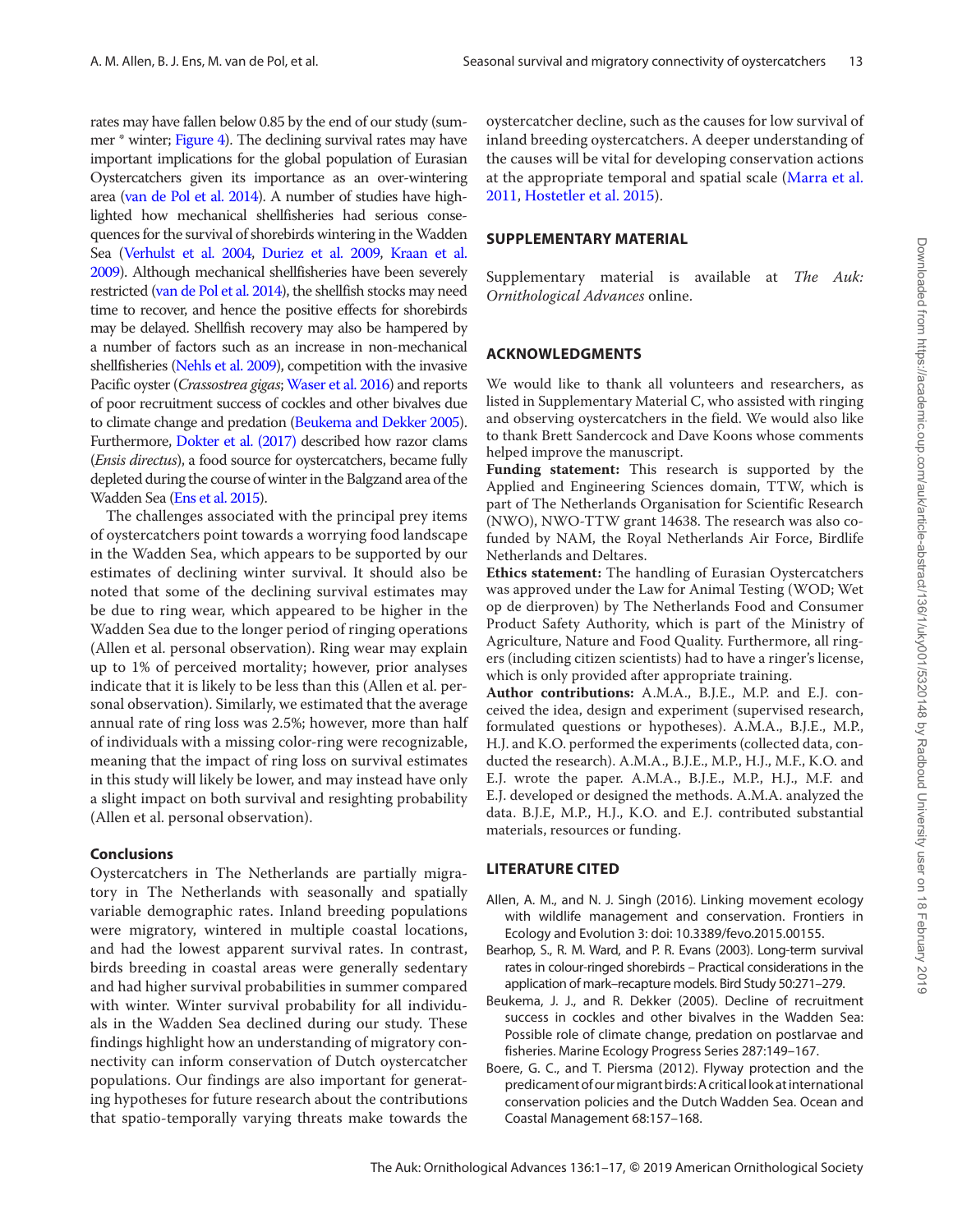rates may have fallen below 0.85 by the end of our study (summer * winter; Figure 4). The declining survival rates may have important implications for the global population of Eurasian Oystercatchers given its importance as an over-wintering area (van de Pol et al. 2014). A number of studies have highlighted how mechanical shellfisheries had serious consequences for the survival of shorebirds wintering in the Wadden Sea (Verhulst et al. 2004, Duriez et al. 2009, Kraan et al. 2009). Although mechanical shellfisheries have been severely restricted (van de Pol et al. 2014), the shellfish stocks may need time to recover, and hence the positive effects for shorebirds may be delayed. Shellfish recovery may also be hampered by a number of factors such as an increase in non-mechanical shellfisheries (Nehls et al. 2009), competition with the invasive Pacific oyster (*Crassostrea gigas*; Waser et al. 2016) and reports of poor recruitment success of cockles and other bivalves due to climate change and predation (Beukema and Dekker 2005). Furthermore, Dokter et al. (2017) described how razor clams (*Ensis directus*), a food source for oystercatchers, became fully depleted during the course of winter in the Balgzand area of the Wadden Sea (Ens et al. 2015).

The challenges associated with the principal prey items of oystercatchers point towards a worrying food landscape in the Wadden Sea, which appears to be supported by our estimates of declining winter survival. It should also be noted that some of the declining survival estimates may be due to ring wear, which appeared to be higher in the Wadden Sea due to the longer period of ringing operations (Allen et al. personal observation). Ring wear may explain up to 1% of perceived mortality; however, prior analyses indicate that it is likely to be less than this (Allen et al. personal observation). Similarly, we estimated that the average annual rate of ring loss was 2.5%; however, more than half of individuals with a missing color-ring were recognizable, meaning that the impact of ring loss on survival estimates in this study will likely be lower, and may instead have only a slight impact on both survival and resighting probability (Allen et al. personal observation).

### Conclusions

Oystercatchers in The Netherlands are partially migratory in The Netherlands with seasonally and spatially variable demographic rates. Inland breeding populations were migratory, wintered in multiple coastal locations, and had the lowest apparent survival rates. In contrast, birds breeding in coastal areas were generally sedentary and had higher survival probabilities in summer compared with winter. Winter survival probability for all individuals in the Wadden Sea declined during our study. These findings highlight how an understanding of migratory connectivity can inform conservation of Dutch oystercatcher populations. Our findings are also important for generating hypotheses for future research about the contributions that spatio-temporally varying threats make towards the oystercatcher decline, such as the causes for low survival of inland breeding oystercatchers. A deeper understanding of the causes will be vital for developing conservation actions at the appropriate temporal and spatial scale (Marra et al. 2011, Hostetler et al. 2015).

## SUPPLEMENTARY MATERIAL

Supplementary material is available at *The Auk: Ornithological Advances* online.

## ACKNOWLEDGMENTS

We would like to thank all volunteers and researchers, as listed in Supplementary Material C, who assisted with ringing and observing oystercatchers in the field. We would also like to thank Brett Sandercock and Dave Koons whose comments helped improve the manuscript.

**Funding statement:** This research is supported by the Applied and Engineering Sciences domain, TTW, which is part of The Netherlands Organisation for Scientific Research (NWO), NWO-TTW grant 14638. The research was also co-funded by NAM, the Royal Netherlands Air Force, Birdlife Netherlands and Deltares.

**Ethics statement:** The handling of Eurasian Oystercatchers was approved under the Law for Animal Testing (WOD; Wet op de dierproeven) by The Netherlands Food and Consumer Product Safety Authority, which is part of the Ministry of Agriculture, Nature and Food Quality. Furthermore, all ringers (including citizen scientists) had to have a ringer's license, which is only provided after appropriate training.

**Author contributions:** A.M.A., B.J.E., M.P. and E.J. conceived the idea, design and experiment (supervised research, formulated questions or hypotheses). A.M.A., B.J.E., M.P., H.J. and K.O. performed the experiments (collected data, conducted the research). A.M.A., B.J.E., M.P., H.J., M.F., K.O. and E.J. wrote the paper. A.M.A., B.J.E., M.P., H.J., M.F. and E.J. developed or designed the methods. A.M.A. analyzed the data. B.J.E, M.P., H.J., K.O. and E.J. contributed substantial materials, resources or funding.

## LITERATURE CITED

Allen, A. M., and N. J. Singh (2016). Linking movement ecology with wildlife management and conservation. Frontiers in Ecology and Evolution 3: doi: 10.3389/fevo.2015.00155.

Bearhop, S., R. M. Ward, and P. R. Evans (2003). Long-term survival rates in colour-ringed shorebirds – Practical considerations in the application of mark–recapture models. Bird Study 50:271–279.

Beukema, J. J., and R. Dekker (2005). Decline of recruitment success in cockles and other bivalves in the Wadden Sea: Possible role of climate change, predation on postlarvae and fisheries. Marine Ecology Progress Series 287:149–167.

Boere, G. C., and T. Piersma (2012). Flyway protection and the predicament of our migrant birds: A critical look at international conservation policies and the Dutch Wadden Sea. Ocean and Coastal Management 68:157–168.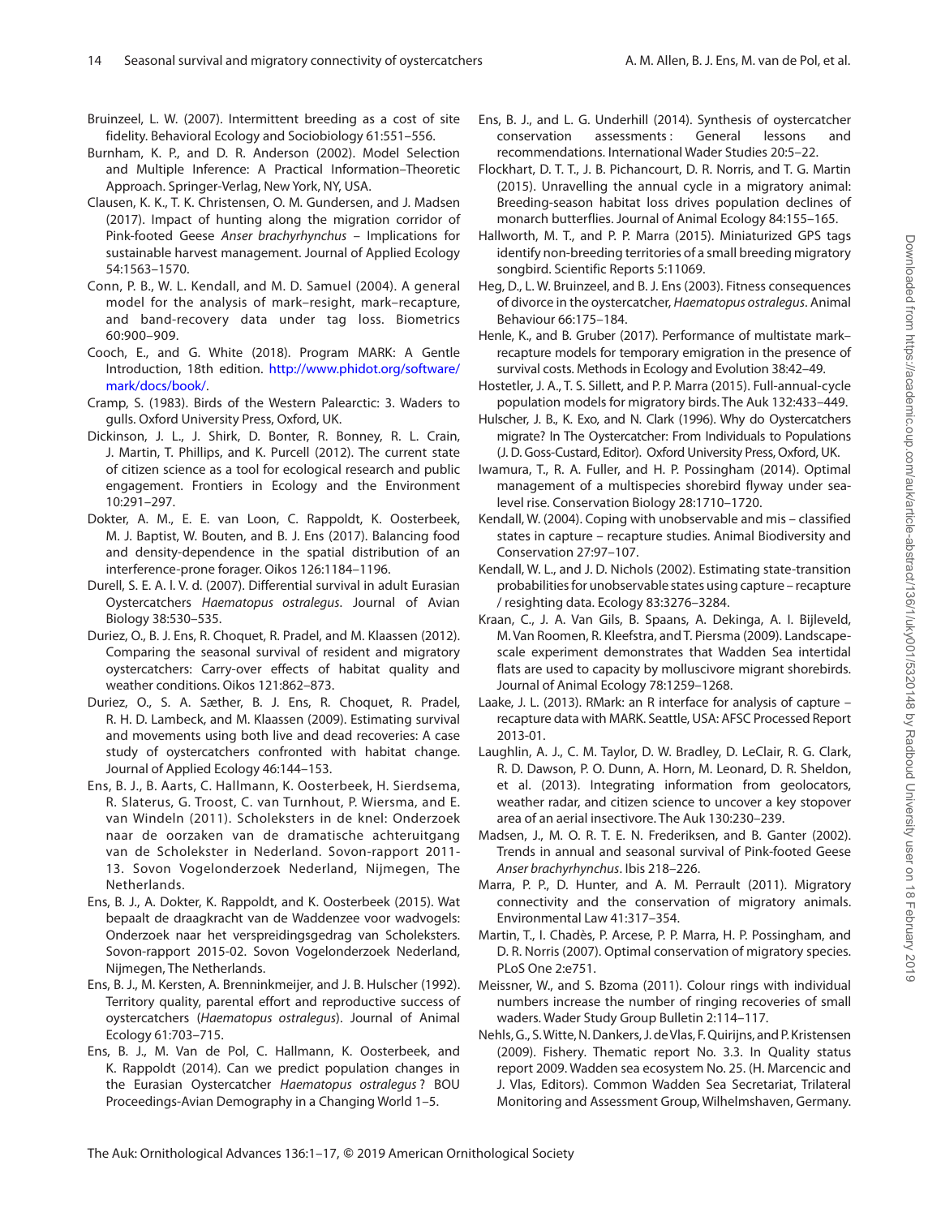Bruinzeel, L. W. (2007). Intermittent breeding as a cost of site fidelity. Behavioral Ecology and Sociobiology 61:551–556.

Burnham, K. P., and D. R. Anderson (2002). Model Selection and Multiple Inference: A Practical Information–Theoretic Approach. Springer-Verlag, New York, NY, USA.

Clausen, K. K., T. K. Christensen, O. M. Gundersen, and J. Madsen (2017). Impact of hunting along the migration corridor of Pink-footed Geese *Anser brachyrhynchus* – Implications for sustainable harvest management. Journal of Applied Ecology 54:1563–1570.

Conn, P. B., W. L. Kendall, and M. D. Samuel (2004). A general model for the analysis of mark–resight, mark–recapture, and band-recovery data under tag loss. Biometrics 60:900–909.

Cooch, E., and G. White (2018). Program MARK: A Gentle Introduction, 18th edition. http://www.phidot.org/software/mark/docs/book/.

Cramp, S. (1983). Birds of the Western Palearctic: 3. Waders to gulls. Oxford University Press, Oxford, UK.

Dickinson, J. L., J. Shirk, D. Bonter, R. Bonney, R. L. Crain, J. Martin, T. Phillips, and K. Purcell (2012). The current state of citizen science as a tool for ecological research and public engagement. Frontiers in Ecology and the Environment 10:291–297.

Dokter, A. M., E. E. van Loon, C. Rappoldt, K. Oosterbeek, M. J. Baptist, W. Bouten, and B. J. Ens (2017). Balancing food and density-dependence in the spatial distribution of an interference-prone forager. Oikos 126:1184–1196.

Durell, S. E. A. l. V. d. (2007). Differential survival in adult Eurasian Oystercatchers *Haematopus ostralegus*. Journal of Avian Biology 38:530–535.

Duriez, O., B. J. Ens, R. Choquet, R. Pradel, and M. Klaassen (2012). Comparing the seasonal survival of resident and migratory oystercatchers: Carry-over effects of habitat quality and weather conditions. Oikos 121:862–873.

Duriez, O., S. A. Sæther, B. J. Ens, R. Choquet, R. Pradel, R. H. D. Lambeck, and M. Klaassen (2009). Estimating survival and movements using both live and dead recoveries: A case study of oystercatchers confronted with habitat change. Journal of Applied Ecology 46:144–153.

Ens, B. J., B. Aarts, C. Hallmann, K. Oosterbeek, H. Sierdsema, R. Slaterus, G. Troost, C. van Turnhout, P. Wiersma, and E. van Windeln (2011). Scholeksters in de knel: Onderzoek naar de oorzaken van de dramatische achteruitgang van de Scholekster in Nederland. Sovon-rapport 2011-13. Sovon Vogelonderzoek Nederland, Nijmegen, The Netherlands.

Ens, B. J., A. Dokter, K. Rappoldt, and K. Oosterbeek (2015). Wat bepaalt de draagkracht van de Waddenzee voor wadvogels: Onderzoek naar het verspreidingsgedrag van Scholeksters. Sovon-rapport 2015-02. Sovon Vogelonderzoek Nederland, Nijmegen, The Netherlands.

Ens, B. J., M. Kersten, A. Brenninkmeijer, and J. B. Hulscher (1992). Territory quality, parental effort and reproductive success of oystercatchers (*Haematopus ostralegus*). Journal of Animal Ecology 61:703–715.

Ens, B. J., M. Van de Pol, C. Hallmann, K. Oosterbeek, and K. Rappoldt (2014). Can we predict population changes in the Eurasian Oystercatcher *Haematopus ostralegus*? BOU Proceedings-Avian Demography in a Changing World 1–5.

Ens, B. J., and L. G. Underhill (2014). Synthesis of oystercatcher conservation assessments: General lessons and recommendations. International Wader Studies 20:5–22.

Flockhart, D. T. T., J. B. Pichancourt, D. R. Norris, and T. G. Martin (2015). Unravelling the annual cycle in a migratory animal: Breeding-season habitat loss drives population declines of monarch butterflies. Journal of Animal Ecology 84:155–165.

Hallworth, M. T., and P. P. Marra (2015). Miniaturized GPS tags identify non-breeding territories of a small breeding migratory songbird. Scientific Reports 5:11069.

Heg, D., L. W. Bruinzeel, and B. J. Ens (2003). Fitness consequences of divorce in the oystercatcher, *Haematopus ostralegus*. Animal Behaviour 66:175–184.

Henle, K., and B. Gruber (2017). Performance of multistate mark–recapture models for temporary emigration in the presence of survival costs. Methods in Ecology and Evolution 38:42–49.

Hostetler, J. A., T. S. Sillett, and P. P. Marra (2015). Full-annual-cycle population models for migratory birds. The Auk 132:433–449.

Hulscher, J. B., K. Exo, and N. Clark (1996). Why do Oystercatchers migrate? In The Oystercatcher: From Individuals to Populations (J. D. Goss-Custard, Editor). Oxford University Press, Oxford, UK.

Iwamura, T., R. A. Fuller, and H. P. Possingham (2014). Optimal management of a multispecies shorebird flyway under sea-level rise. Conservation Biology 28:1710–1720.

Kendall, W. (2004). Coping with unobservable and mis – classified states in capture – recapture studies. Animal Biodiversity and Conservation 27:97–107.

Kendall, W. L., and J. D. Nichols (2002). Estimating state-transition probabilities for unobservable states using capture – recapture / resighting data. Ecology 83:3276–3284.

Kraan, C., J. A. Van Gils, B. Spaans, A. Dekinga, A. I. Bijleveld, M. Van Roomen, R. Kleefstra, and T. Piersma (2009). Landscape-scale experiment demonstrates that Wadden Sea intertidal flats are used to capacity by molluscivore migrant shorebirds. Journal of Animal Ecology 78:1259–1268.

Laake, J. L. (2013). RMark: an R interface for analysis of capture – recapture data with MARK. Seattle, USA: AFSC Processed Report 2013-01.

Laughlin, A. J., C. M. Taylor, D. W. Bradley, D. LeClair, R. G. Clark, R. D. Dawson, P. O. Dunn, A. Horn, M. Leonard, D. R. Sheldon, et al. (2013). Integrating information from geolocators, weather radar, and citizen science to uncover a key stopover area of an aerial insectivore. The Auk 130:230–239.

Madsen, J., M. O. R. T. E. N. Frederiksen, and B. Ganter (2002). Trends in annual and seasonal survival of Pink-footed Geese *Anser brachyrhynchus*. Ibis 218–226.

Marra, P. P., D. Hunter, and A. M. Perrault (2011). Migratory connectivity and the conservation of migratory animals. Environmental Law 41:317–354.

Martin, T., I. Chadès, P. Arcese, P. P. Marra, H. P. Possingham, and D. R. Norris (2007). Optimal conservation of migratory species. PLoS One 2:e751.

Meissner, W., and S. Bzoma (2011). Colour rings with individual numbers increase the number of ringing recoveries of small waders. Wader Study Group Bulletin 2:114–117.

Nehls, G., S. Witte, N. Dankers, J. de Vlas, F. Quirijns, and P. Kristensen (2009). Fishery. Thematic report No. 3.3. In Quality status report 2009. Wadden sea ecosystem No. 25. (H. Marcencic and J. Vlas, Editors). Common Wadden Sea Secretariat, Trilateral Monitoring and Assessment Group, Wilhelmshaven, Germany.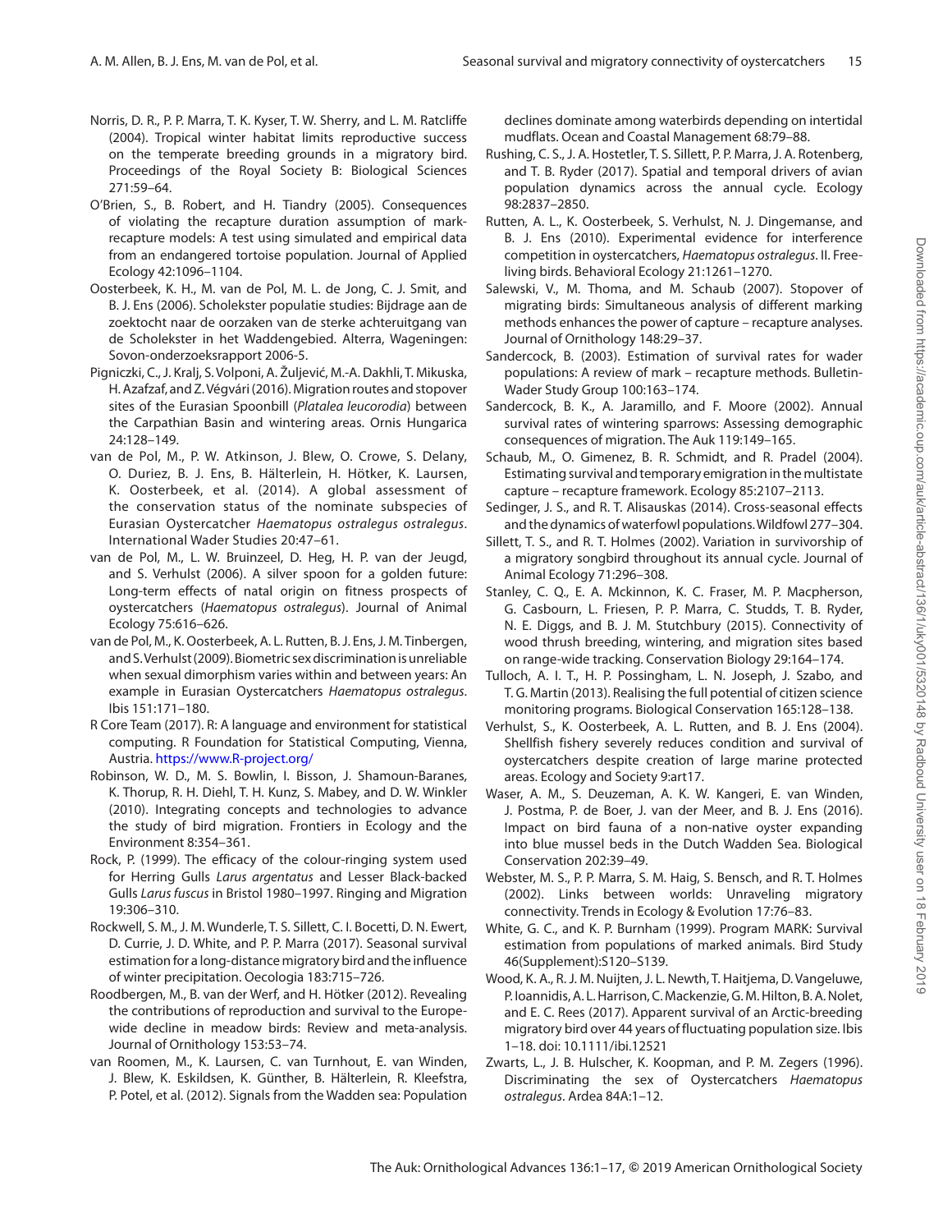Norris, D. R., P. P. Marra, T. K. Kyser, T. W. Sherry, and L. M. Ratcliffe (2004). Tropical winter habitat limits reproductive success on the temperate breeding grounds in a migratory bird. Proceedings of the Royal Society B: Biological Sciences 271:59–64.

O'Brien, S., B. Robert, and H. Tiandry (2005). Consequences of violating the recapture duration assumption of mark-recapture models: A test using simulated and empirical data from an endangered tortoise population. Journal of Applied Ecology 42:1096–1104.

Oosterbeek, K. H., M. van de Pol, M. L. de Jong, C. J. Smit, and B. J. Ens (2006). Scholekster populatie studies: Bijdrage aan de zoektocht naar de oorzaken van de sterke achteruitgang van de Scholekster in het Waddengebied. Alterra, Wageningen: Sovon-onderzoeksrapport 2006-5.

Pigniczki, C., J. Kralj, S. Volponi, A. Žuljević, M.-A. Dakhli, T. Mikuska, H. Azafzaf, and Z. Végvári (2016). Migration routes and stopover sites of the Eurasian Spoonbill (*Platalea leucorodia*) between the Carpathian Basin and wintering areas. Ornis Hungarica 24:128–149.

van de Pol, M., P. W. Atkinson, J. Blew, O. Crowe, S. Delany, O. Duriez, B. J. Ens, B. Hälterlein, H. Hötker, K. Laursen, K. Oosterbeek, et al. (2014). A global assessment of the conservation status of the nominate subspecies of Eurasian Oystercatcher *Haematopus ostralegus ostralegus*. International Wader Studies 20:47–61.

van de Pol, M., L. W. Bruinzeel, D. Heg, H. P. van der Jeugd, and S. Verhulst (2006). A silver spoon for a golden future: Long-term effects of natal origin on fitness prospects of oystercatchers (*Haematopus ostralegus*). Journal of Animal Ecology 75:616–626.

van de Pol, M., K. Oosterbeek, A. L. Rutten, B. J. Ens, J. M. Tinbergen, and S. Verhulst (2009). Biometric sex discrimination is unreliable when sexual dimorphism varies within and between years: An example in Eurasian Oystercatchers *Haematopus ostralegus*. Ibis 151:171–180.

R Core Team (2017). R: A language and environment for statistical computing. R Foundation for Statistical Computing, Vienna, Austria. https://www.R-project.org/

Robinson, W. D., M. S. Bowlin, I. Bisson, J. Shamoun-Baranes, K. Thorup, R. H. Diehl, T. H. Kunz, S. Mabey, and D. W. Winkler (2010). Integrating concepts and technologies to advance the study of bird migration. Frontiers in Ecology and the Environment 8:354–361.

Rock, P. (1999). The efficacy of the colour-ringing system used for Herring Gulls *Larus argentatus* and Lesser Black-backed Gulls *Larus fuscus* in Bristol 1980–1997. Ringing and Migration 19:306–310.

Rockwell, S. M., J. M. Wunderle, T. S. Sillett, C. I. Bocetti, D. N. Ewert, D. Currie, J. D. White, and P. P. Marra (2017). Seasonal survival estimation for a long-distance migratory bird and the influence of winter precipitation. Oecologia 183:715–726.

Roodbergen, M., B. van der Werf, and H. Hötker (2012). Revealing the contributions of reproduction and survival to the Europe-wide decline in meadow birds: Review and meta-analysis. Journal of Ornithology 153:53–74.

van Roomen, M., K. Laursen, C. van Turnhout, E. van Winden, J. Blew, K. Eskildsen, K. Günther, B. Hälterlein, R. Kleefstra, P. Potel, et al. (2012). Signals from the Wadden sea: Population declines dominate among waterbirds depending on intertidal mudflats. Ocean and Coastal Management 68:79–88.

Rushing, C. S., J. A. Hostetler, T. S. Sillett, P. P. Marra, J. A. Rotenberg, and T. B. Ryder (2017). Spatial and temporal drivers of avian population dynamics across the annual cycle. Ecology 98:2837–2850.

Rutten, A. L., K. Oosterbeek, S. Verhulst, N. J. Dingemanse, and B. J. Ens (2010). Experimental evidence for interference competition in oystercatchers, *Haematopus ostralegus*. II. Free-living birds. Behavioral Ecology 21:1261–1270.

Salewski, V., M. Thoma, and M. Schaub (2007). Stopover of migrating birds: Simultaneous analysis of different marking methods enhances the power of capture – recapture analyses. Journal of Ornithology 148:29–37.

Sandercock, B. (2003). Estimation of survival rates for wader populations: A review of mark – recapture methods. Bulletin-Wader Study Group 100:163–174.

Sandercock, B. K., A. Jaramillo, and F. Moore (2002). Annual survival rates of wintering sparrows: Assessing demographic consequences of migration. The Auk 119:149–165.

Schaub, M., O. Gimenez, B. R. Schmidt, and R. Pradel (2004). Estimating survival and temporary emigration in the multistate capture – recapture framework. Ecology 85:2107–2113.

Sedinger, J. S., and R. T. Alisauskas (2014). Cross-seasonal effects and the dynamics of waterfowl populations. Wildfowl 277–304.

Sillett, T. S., and R. T. Holmes (2002). Variation in survivorship of a migratory songbird throughout its annual cycle. Journal of Animal Ecology 71:296–308.

Stanley, C. Q., E. A. Mckinnon, K. C. Fraser, M. P. Macpherson, G. Casbourn, L. Friesen, P. P. Marra, C. Studds, T. B. Ryder, N. E. Diggs, and B. J. M. Stutchbury (2015). Connectivity of wood thrush breeding, wintering, and migration sites based on range-wide tracking. Conservation Biology 29:164–174.

Tulloch, A. I. T., H. P. Possingham, L. N. Joseph, J. Szabo, and T. G. Martin (2013). Realising the full potential of citizen science monitoring programs. Biological Conservation 165:128–138.

Verhulst, S., K. Oosterbeek, A. L. Rutten, and B. J. Ens (2004). Shellfish fishery severely reduces condition and survival of oystercatchers despite creation of large marine protected areas. Ecology and Society 9:art17.

Waser, A. M., S. Deuzeman, A. K. W. Kangeri, E. van Winden, J. Postma, P. de Boer, J. van der Meer, and B. J. Ens (2016). Impact on bird fauna of a non-native oyster expanding into blue mussel beds in the Dutch Wadden Sea. Biological Conservation 202:39–49.

Webster, M. S., P. P. Marra, S. M. Haig, S. Bensch, and R. T. Holmes (2002). Links between worlds: Unraveling migratory connectivity. Trends in Ecology & Evolution 17:76–83.

White, G. C., and K. P. Burnham (1999). Program MARK: Survival estimation from populations of marked animals. Bird Study 46(Supplement):S120–S139.

Wood, K. A., R. J. M. Nuijten, J. L. Newth, T. Haitjema, D. Vangeluwe, P. Ioannidis, A. L. Harrison, C. Mackenzie, G. M. Hilton, B. A. Nolet, and E. C. Rees (2017). Apparent survival of an Arctic-breeding migratory bird over 44 years of fluctuating population size. Ibis 1–18. doi: 10.1111/ibi.12521

Zwarts, L., J. B. Hulscher, K. Koopman, and P. M. Zegers (1996). Discriminating the sex of Oystercatchers *Haematopus ostralegus*. Ardea 84A:1–12.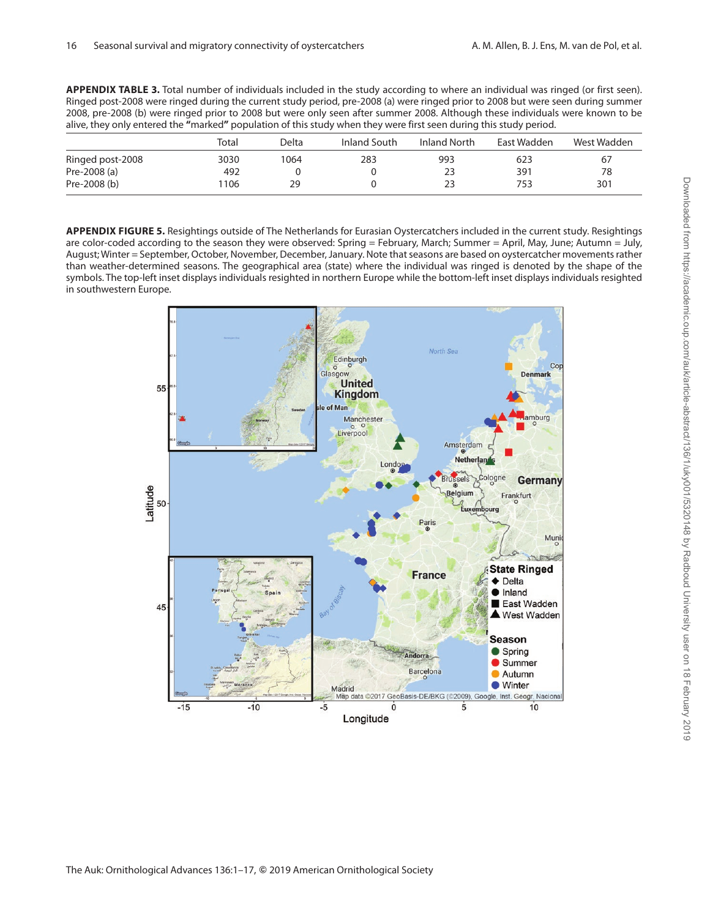**APPENDIX TABLE 3.** Total number of individuals included in the study according to where an individual was ringed (or first seen). Ringed post-2008 were ringed during the current study period, pre-2008 (a) were ringed prior to 2008 but were seen during summer 2008, pre-2008 (b) were ringed prior to 2008 but were only seen after summer 2008. Although these individuals were known to be alive, they only entered the "marked" population of this study when they were first seen during this study period.

| | Total | Delta | Inland South | Inland North | East Wadden | West Wadden |
|---|---|---|---|---|---|---|
| Ringed post-2008 | 3030 | 1064 | 283 | 993 | 623 | 67 |
| Pre-2008 (a) | 492 | 0 | 0 | 23 | 391 | 78 |
| Pre-2008 (b) | 1106 | 29 | 0 | 23 | 753 | 301 |

**APPENDIX FIGURE 5.** Resightings outside of The Netherlands for Eurasian Oystercatchers included in the current study. Resightings are color-coded according to the season they were observed: Spring = February, March; Summer = April, May, June; Autumn = July, August; Winter = September, October, November, December, January. Note that seasons are based on oystercatcher movements rather than weather-determined seasons. The geographical area (state) where the individual was ringed is denoted by the shape of the symbols. The top-left inset displays individuals resighted in northern Europe while the bottom-left inset displays individuals resighted in southwestern Europe.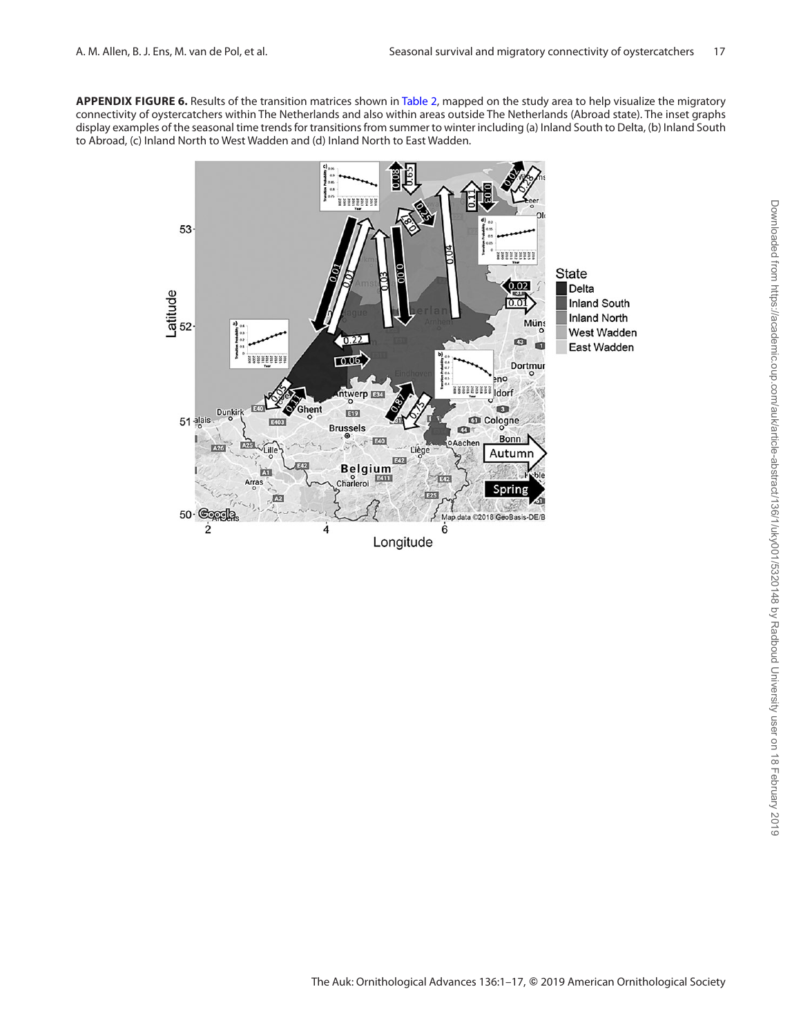**APPENDIX FIGURE 6.** Results of the transition matrices shown in Table 2, mapped on the study area to help visualize the migratory connectivity of oystercatchers within The Netherlands and also within areas outside The Netherlands (Abroad state). The inset graphs display examples of the seasonal time trends for transitions from summer to winter including (a) Inland South to Delta, (b) Inland South to Abroad, (c) Inland North to West Wadden and (d) Inland North to East Wadden.

State
Delta
Inland South
Inland North
West Wadden
East Wadden

Autumn
Spring

Latitude
Longitude
53
52
51
50
2
4
6

0.08
0.65
0.11
0.00
0.02
0.18
0.25
0.08
0.01
0.01
0.03
0.00
0.04
0.02
0.01
0.22
0.06
0.05
0.11
0.87
0.75

Map data ©2018 GeoBasis-DE/B